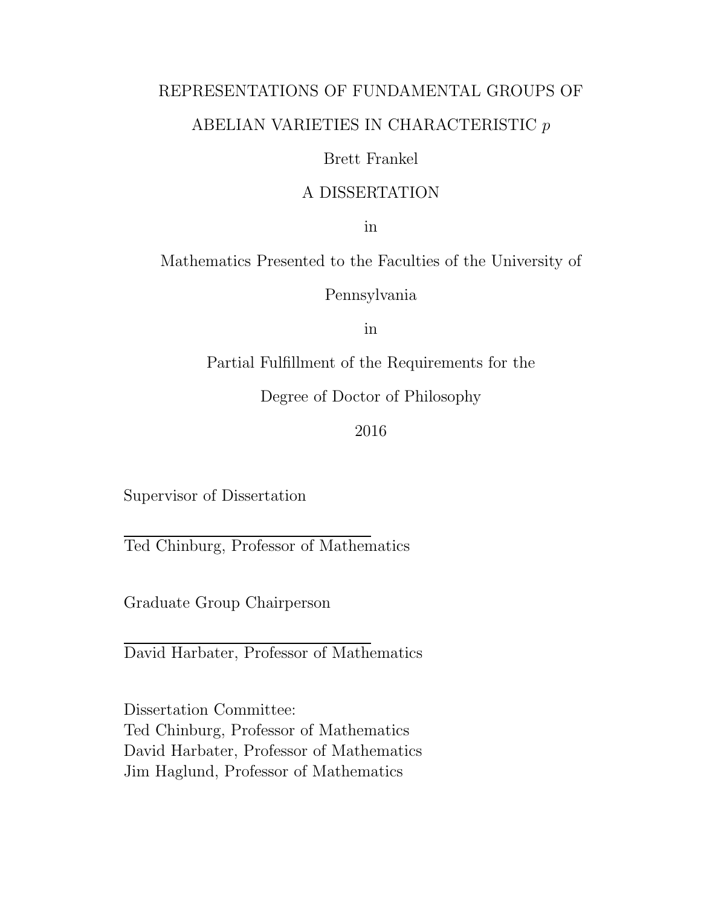# REPRESENTATIONS OF FUNDAMENTAL GROUPS OF ABELIAN VARIETIES IN CHARACTERISTIC $p$

Brett Frankel

A DISSERTATION

in

Mathematics Presented to the Faculties of the University of Pennsylvania

in

Partial Fulfillment of the Requirements for the

Degree of Doctor of Philosophy

2016

Supervisor of Dissertation

Ted Chinburg, Professor of Mathematics

Graduate Group Chairperson

David Harbater, Professor of Mathematics

Dissertation Committee:
Ted Chinburg, Professor of Mathematics
David Harbater, Professor of Mathematics
Jim Haglund, Professor of Mathematics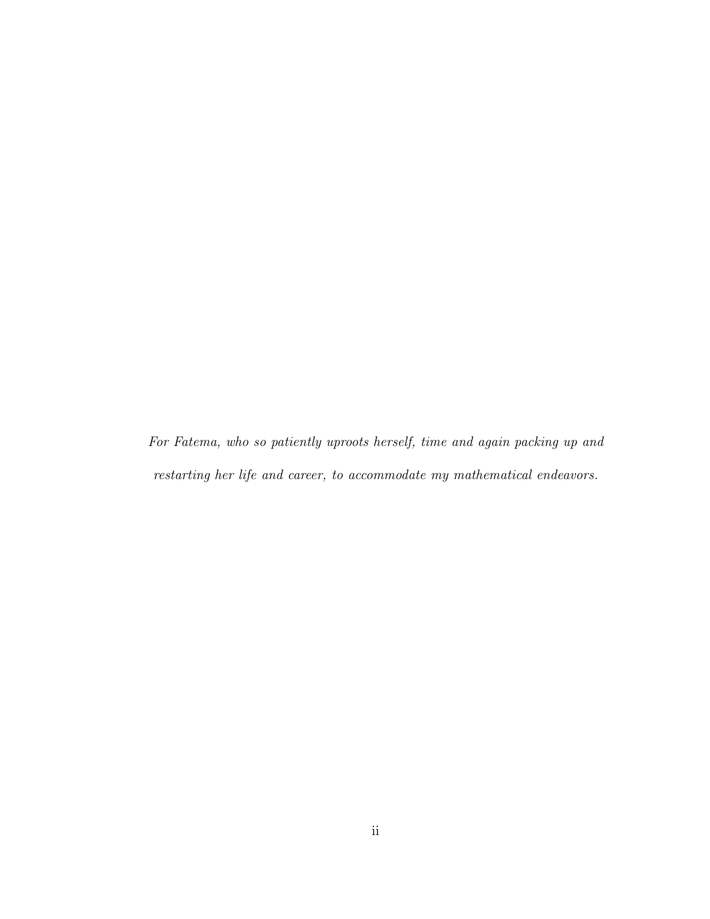*For Fatema, who so patiently uproots herself, time and again packing up and restarting her life and career, to accommodate my mathematical endeavors.*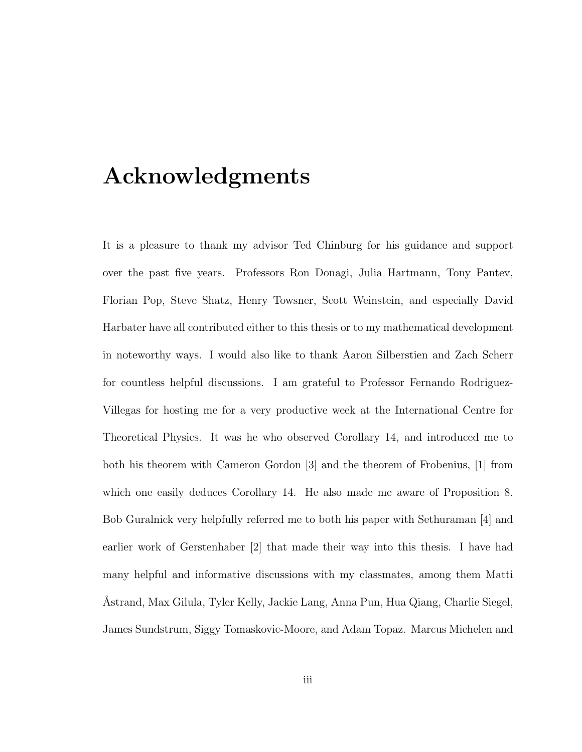# Acknowledgments

It is a pleasure to thank my advisor Ted Chinburg for his guidance and support over the past five years. Professors Ron Donagi, Julia Hartmann, Tony Pantev, Florian Pop, Steve Shatz, Henry Towsner, Scott Weinstein, and especially David Harbater have all contributed either to this thesis or to my mathematical development in noteworthy ways. I would also like to thank Aaron Silberstien and Zach Scherr for countless helpful discussions. I am grateful to Professor Fernando Rodriguez-Villegas for hosting me for a very productive week at the International Centre for Theoretical Physics. It was he who observed Corollary 14, and introduced me to both his theorem with Cameron Gordon [3] and the theorem of Frobenius, [1] from which one easily deduces Corollary 14. He also made me aware of Proposition 8. Bob Guralnick very helpfully referred me to both his paper with Sethuraman [4] and earlier work of Gerstenhaber [2] that made their way into this thesis. I have had many helpful and informative discussions with my classmates, among them Matti Åstrand, Max Gilula, Tyler Kelly, Jackie Lang, Anna Pun, Hua Qiang, Charlie Siegel, James Sundstrum, Siggy Tomaskovic-Moore, and Adam Topaz. Marcus Michelen and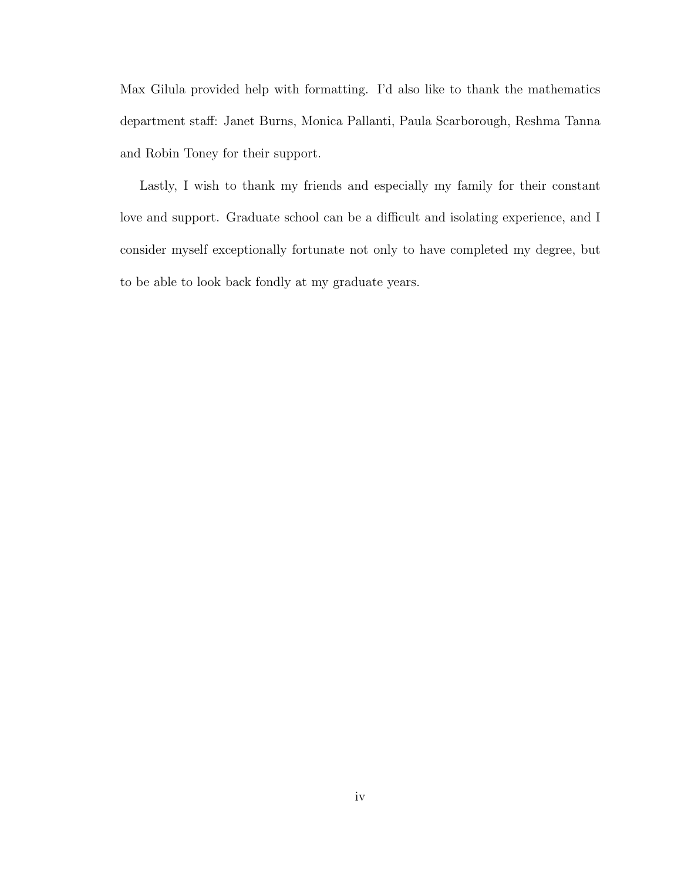Max Gilula provided help with formatting. I'd also like to thank the mathematics department staff: Janet Burns, Monica Pallanti, Paula Scarborough, Reshma Tanna and Robin Toney for their support.

Lastly, I wish to thank my friends and especially my family for their constant love and support. Graduate school can be a difficult and isolating experience, and I consider myself exceptionally fortunate not only to have completed my degree, but to be able to look back fondly at my graduate years.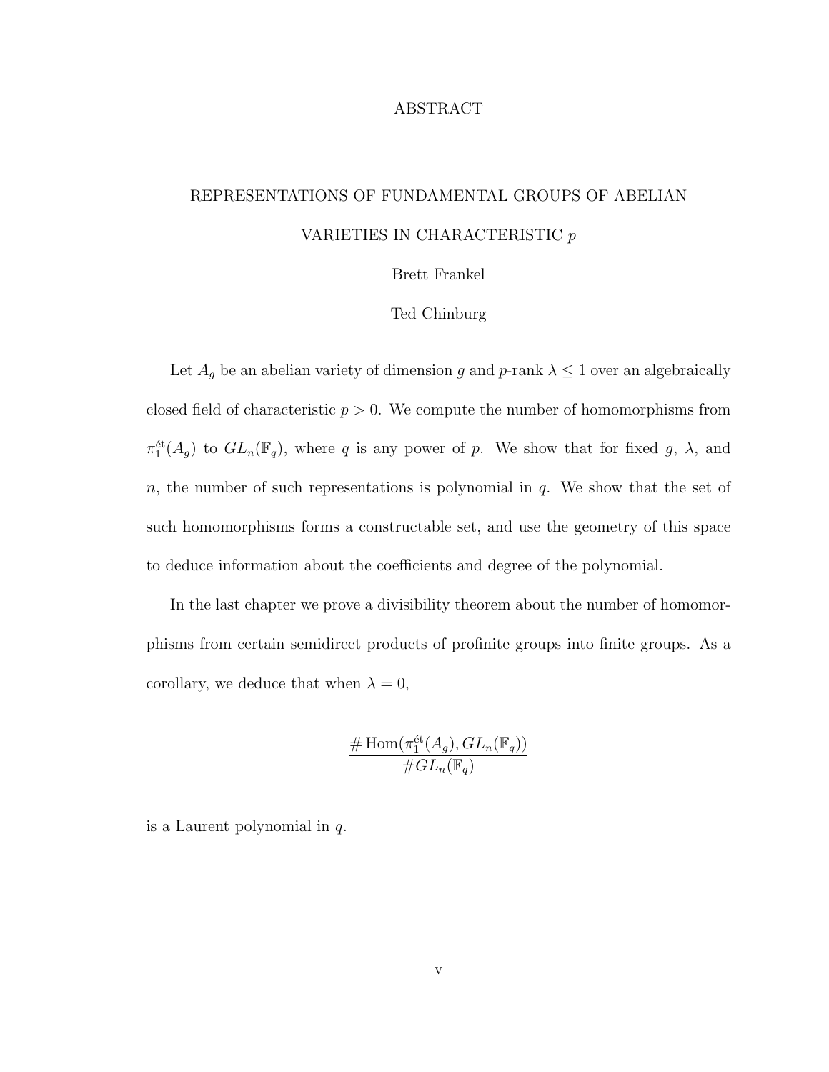# ABSTRACT

## REPRESENTATIONS OF FUNDAMENTAL GROUPS OF ABELIAN VARIETIES IN CHARACTERISTIC $p$

Brett Frankel

Ted Chinburg

Let $A_g$ be an abelian variety of dimension $g$ and $p$-rank $\lambda \leq 1$ over an algebraically closed field of characteristic $p > 0$. We compute the number of homomorphisms from $\pi_1^{\text{ét}}(A_g)$ to $GL_n(\mathbb{F}_q)$, where $q$ is any power of $p$. We show that for fixed $g$, $\lambda$, and $n$, the number of such representations is polynomial in $q$. We show that the set of such homomorphisms forms a constructable set, and use the geometry of this space to deduce information about the coefficients and degree of the polynomial.

In the last chapter we prove a divisibility theorem about the number of homomorphisms from certain semidirect products of profinite groups into finite groups. As a corollary, we deduce that when $\lambda = 0$,

$$\frac{\# \operatorname{Hom}(\pi_1^{\text{ét}}(A_g), GL_n(\mathbb{F}_q))}{\# GL_n(\mathbb{F}_q)}$$

is a Laurent polynomial in $q$.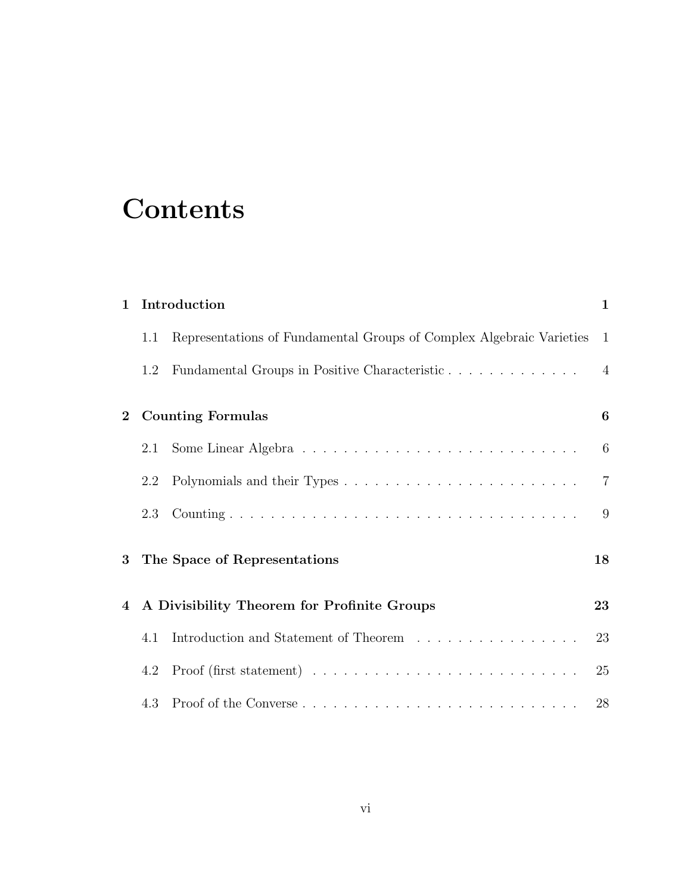# Contents

**1 Introduction** **1**

1.1 Representations of Fundamental Groups of Complex Algebraic Varieties 1

1.2 Fundamental Groups in Positive Characteristic . . . . . . . . . . . . . 4

**2 Counting Formulas** **6**

2.1 Some Linear Algebra . . . . . . . . . . . . . . . . . . . . . . . . . . . . 6

2.2 Polynomials and their Types . . . . . . . . . . . . . . . . . . . . . . . . 7

2.3 Counting . . . . . . . . . . . . . . . . . . . . . . . . . . . . . . . . . . . 9

**3 The Space of Representations** **18**

**4 A Divisibility Theorem for Profinite Groups** **23**

4.1 Introduction and Statement of Theorem . . . . . . . . . . . . . . . . . 23

4.2 Proof (first statement) . . . . . . . . . . . . . . . . . . . . . . . . . . . 25

4.3 Proof of the Converse . . . . . . . . . . . . . . . . . . . . . . . . . . . 28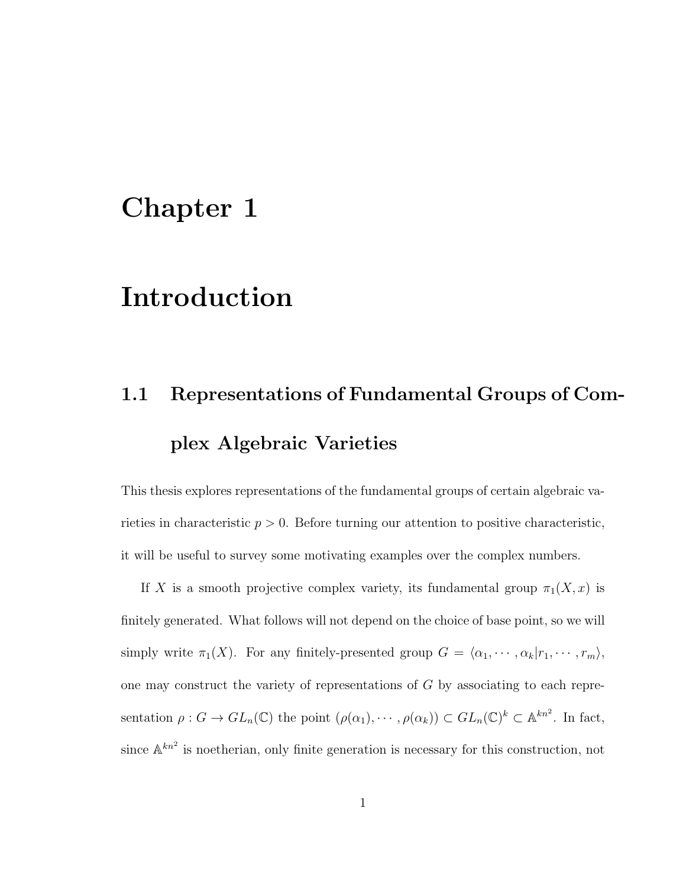# Chapter 1

# Introduction

## 1.1 Representations of Fundamental Groups of Complex Algebraic Varieties

This thesis explores representations of the fundamental groups of certain algebraic varieties in characteristic $p > 0$. Before turning our attention to positive characteristic, it will be useful to survey some motivating examples over the complex numbers.

If $X$ is a smooth projective complex variety, its fundamental group $\pi_1(X, x)$ is finitely generated. What follows will not depend on the choice of base point, so we will simply write $\pi_1(X)$. For any finitely-presented group $G = \langle \alpha_1, \cdots, \alpha_k | r_1, \cdots, r_m \rangle$, one may construct the variety of representations of $G$ by associating to each representation $\rho : G \to GL_n(\mathbb{C})$ the point $(\rho(\alpha_1), \cdots, \rho(\alpha_k)) \subset GL_n(\mathbb{C})^k \subset \mathbb{A}^{kn^2}$. In fact, since $\mathbb{A}^{kn^2}$ is noetherian, only finite generation is necessary for this construction, not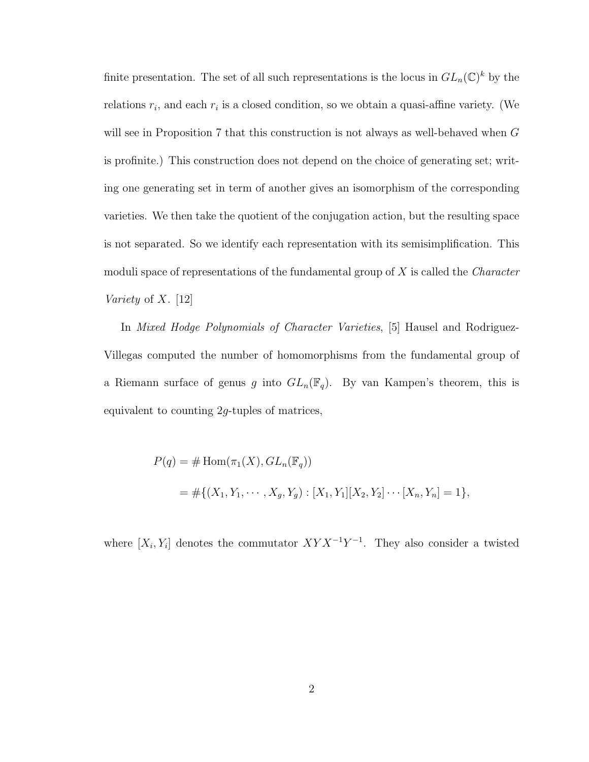finite presentation. The set of all such representations is the locus in $GL_n(\mathbb{C})^k$ by the relations $r_i$, and each $r_i$ is a closed condition, so we obtain a quasi-affine variety. (We will see in Proposition 7 that this construction is not always as well-behaved when $G$ is profinite.) This construction does not depend on the choice of generating set; writing one generating set in term of another gives an isomorphism of the corresponding varieties. We then take the quotient of the conjugation action, but the resulting space is not separated. So we identify each representation with its semisimplification. This moduli space of representations of the fundamental group of $X$ is called the *Character Variety* of $X$. [12]

In *Mixed Hodge Polynomials of Character Varieties*, [5] Hausel and Rodriguez-Villegas computed the number of homomorphisms from the fundamental group of a Riemann surface of genus $g$ into $GL_n(\mathbb{F}_q)$. By van Kampen's theorem, this is equivalent to counting $2g$-tuples of matrices,

$$
\begin{aligned}
P(q) &= \#\operatorname{Hom}(\pi_1(X), GL_n(\mathbb{F}_q)) \\
&= \#\{(X_1, Y_1, \cdots, X_g, Y_g) : [X_1, Y_1][X_2, Y_2] \cdots [X_n, Y_n] = 1\},
\end{aligned}
$$

where $[X_i, Y_i]$ denotes the commutator $XYX^{-1}Y^{-1}$. They also consider a twisted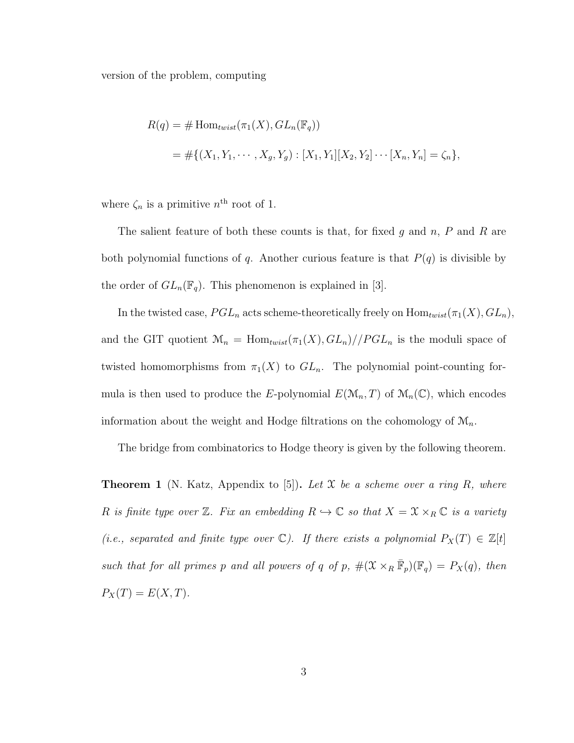version of the problem, computing

$$
\begin{aligned}
R(q) &= \# \operatorname{Hom}_{twist}(\pi_1(X), GL_n(\mathbb{F}_q)) \\
&= \#\{(X_1, Y_1, \cdots, X_g, Y_g) : [X_1, Y_1][X_2, Y_2] \cdots [X_n, Y_n] = \zeta_n\},
\end{aligned}
$$

where $\zeta_n$ is a primitive $n^{\text{th}}$ root of 1.

The salient feature of both these counts is that, for fixed $g$ and $n$, $P$ and $R$ are both polynomial functions of $q$. Another curious feature is that $P(q)$ is divisible by the order of $GL_n(\mathbb{F}_q)$. This phenomenon is explained in [3].

In the twisted case, $PGL_n$ acts scheme-theoretically freely on $\operatorname{Hom}_{twist}(\pi_1(X), GL_n)$, and the GIT quotient $\mathcal{M}_n = \operatorname{Hom}_{twist}(\pi_1(X), GL_n)//PGL_n$ is the moduli space of twisted homomorphisms from $\pi_1(X)$ to $GL_n$. The polynomial point-counting formula is then used to produce the $E$-polynomial $E(\mathcal{M}_n, T)$ of $\mathcal{M}_n(\mathbb{C})$, which encodes information about the weight and Hodge filtrations on the cohomology of $\mathcal{M}_n$.

The bridge from combinatorics to Hodge theory is given by the following theorem.

**Theorem 1** (N. Katz, Appendix to [5])**.** *Let $\mathcal{X}$ be a scheme over a ring $R$, where $R$ is finite type over $\mathbb{Z}$. Fix an embedding $R \hookrightarrow \mathbb{C}$ so that $X = \mathcal{X} \times_R \mathbb{C}$ is a variety (i.e., separated and finite type over $\mathbb{C}$). If there exists a polynomial $P_X(T) \in \mathbb{Z}[t]$ such that for all primes $p$ and all powers of $q$ of $p$, $\#(\mathcal{X} \times_R \bar{\mathbb{F}}_p)(\mathbb{F}_q) = P_X(q)$, then $P_X(T) = E(X, T)$.*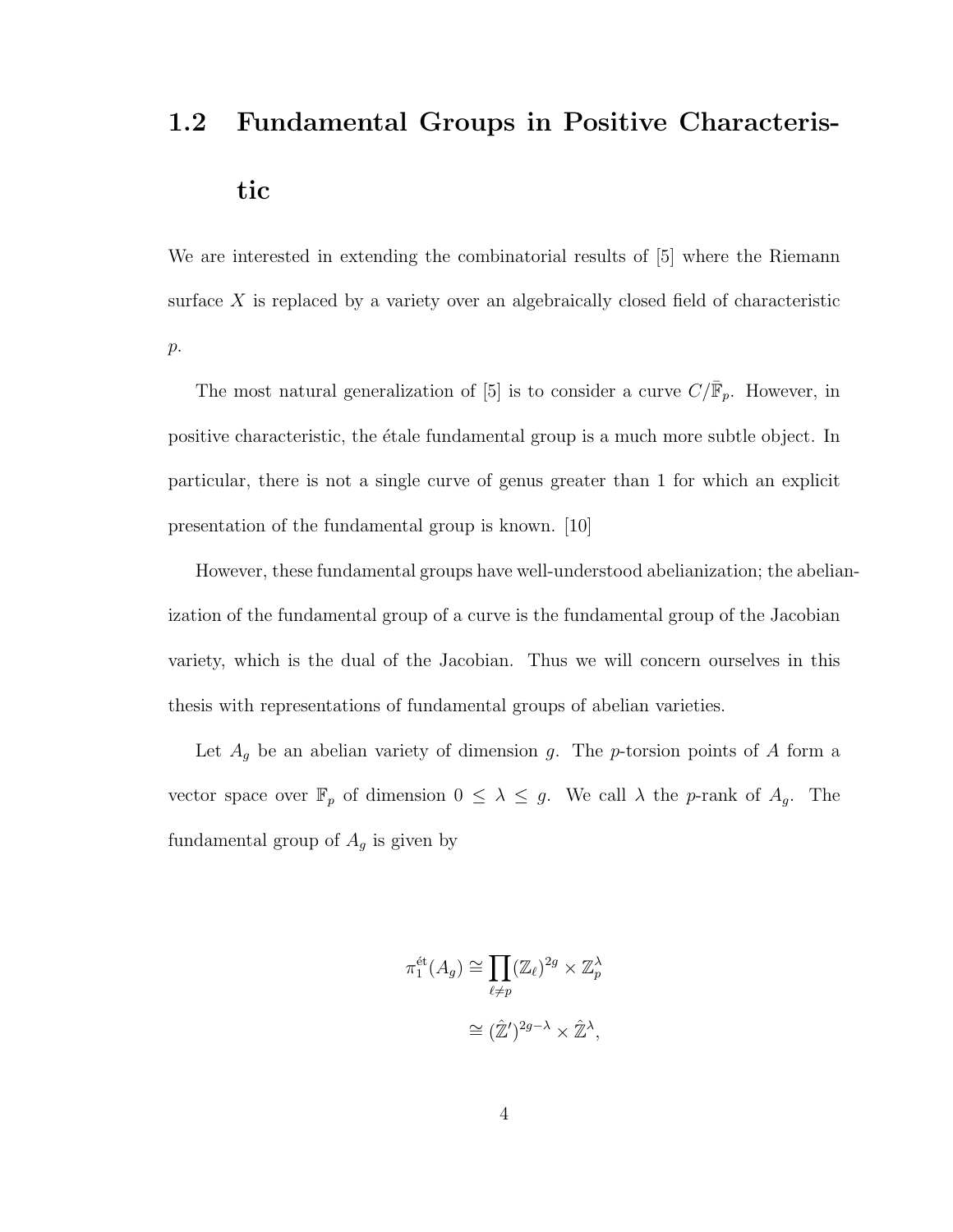## 1.2 Fundamental Groups in Positive Characteristic

We are interested in extending the combinatorial results of [5] where the Riemann surface $X$ is replaced by a variety over an algebraically closed field of characteristic $p$.

The most natural generalization of [5] is to consider a curve $C/\bar{\mathbb{F}}_p$. However, in positive characteristic, the étale fundamental group is a much more subtle object. In particular, there is not a single curve of genus greater than 1 for which an explicit presentation of the fundamental group is known. [10]

However, these fundamental groups have well-understood abelianization; the abelianization of the fundamental group of a curve is the fundamental group of the Jacobian variety, which is the dual of the Jacobian. Thus we will concern ourselves in this thesis with representations of fundamental groups of abelian varieties.

Let $A_g$ be an abelian variety of dimension $g$. The $p$-torsion points of $A$ form a vector space over $\mathbb{F}_p$ of dimension $0 \leq \lambda \leq g$. We call $\lambda$ the $p$-rank of $A_g$. The fundamental group of $A_g$ is given by

$$
\begin{aligned}
\pi_1^{\text{ét}}(A_g) &\cong \prod_{\ell \neq p} (\mathbb{Z}_\ell)^{2g} \times \mathbb{Z}_p^\lambda \\
&\cong (\hat{\mathbb{Z}}')^{2g-\lambda} \times \hat{\mathbb{Z}}^\lambda,
\end{aligned}
$$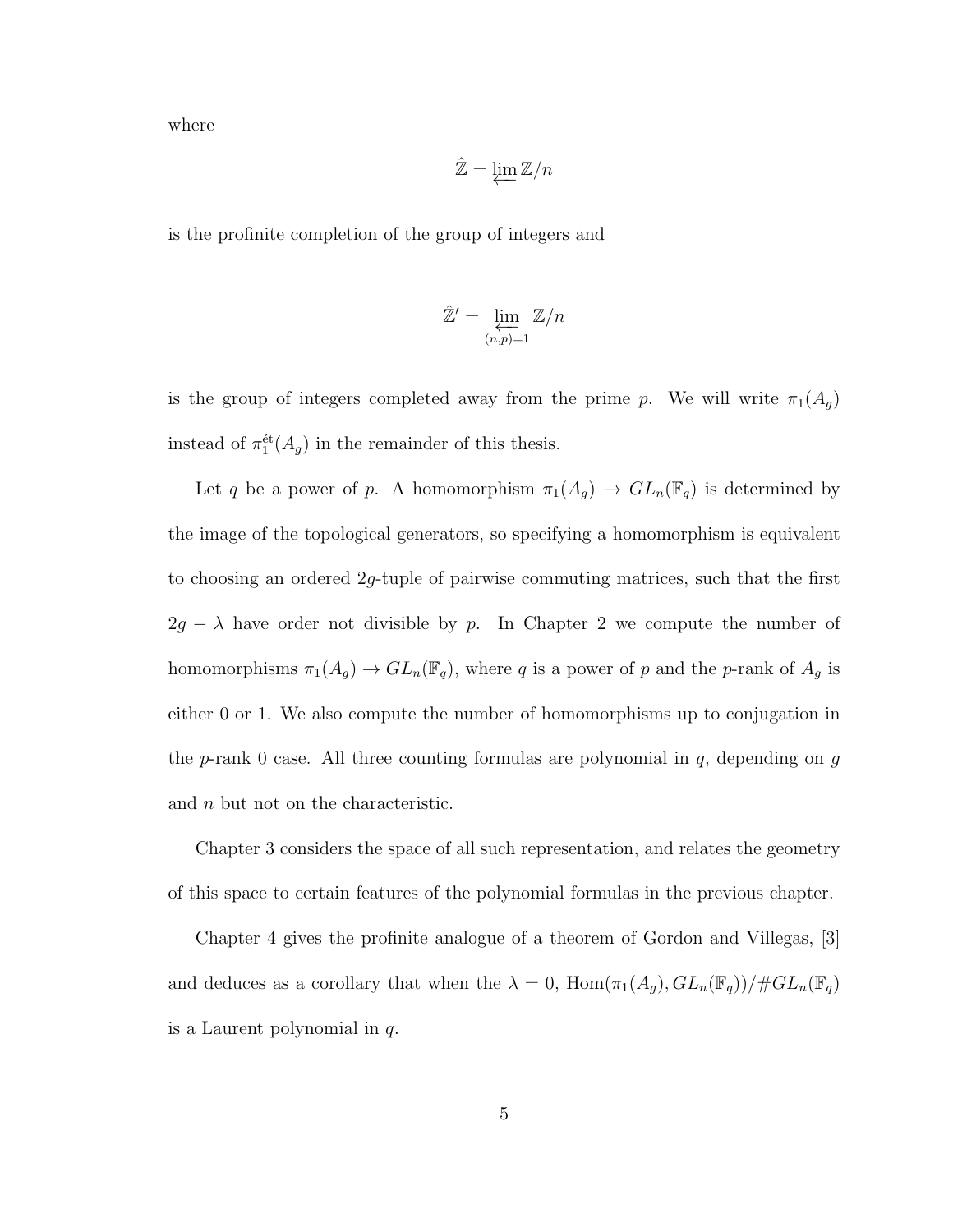where

$$\hat{\mathbb{Z}} = \varprojlim \mathbb{Z}/n$$

is the profinite completion of the group of integers and

$$\hat{\mathbb{Z}}' = \varprojlim_{(n,p)=1} \mathbb{Z}/n$$

is the group of integers completed away from the prime $p$. We will write $\pi_1(A_g)$ instead of $\pi_1^{\text{ét}}(A_g)$ in the remainder of this thesis.

Let $q$ be a power of $p$. A homomorphism $\pi_1(A_g) \to GL_n(\mathbb{F}_q)$ is determined by the image of the topological generators, so specifying a homomorphism is equivalent to choosing an ordered $2g$-tuple of pairwise commuting matrices, such that the first $2g - \lambda$ have order not divisible by $p$. In Chapter 2 we compute the number of homomorphisms $\pi_1(A_g) \to GL_n(\mathbb{F}_q)$, where $q$ is a power of $p$ and the $p$-rank of $A_g$ is either 0 or 1. We also compute the number of homomorphisms up to conjugation in the $p$-rank 0 case. All three counting formulas are polynomial in $q$, depending on $g$ and $n$ but not on the characteristic.

Chapter 3 considers the space of all such representation, and relates the geometry of this space to certain features of the polynomial formulas in the previous chapter.

Chapter 4 gives the profinite analogue of a theorem of Gordon and Villegas, [3] and deduces as a corollary that when the $\lambda = 0$, $\mathrm{Hom}(\pi_1(A_g), GL_n(\mathbb{F}_q))/\#GL_n(\mathbb{F}_q)$ is a Laurent polynomial in $q$.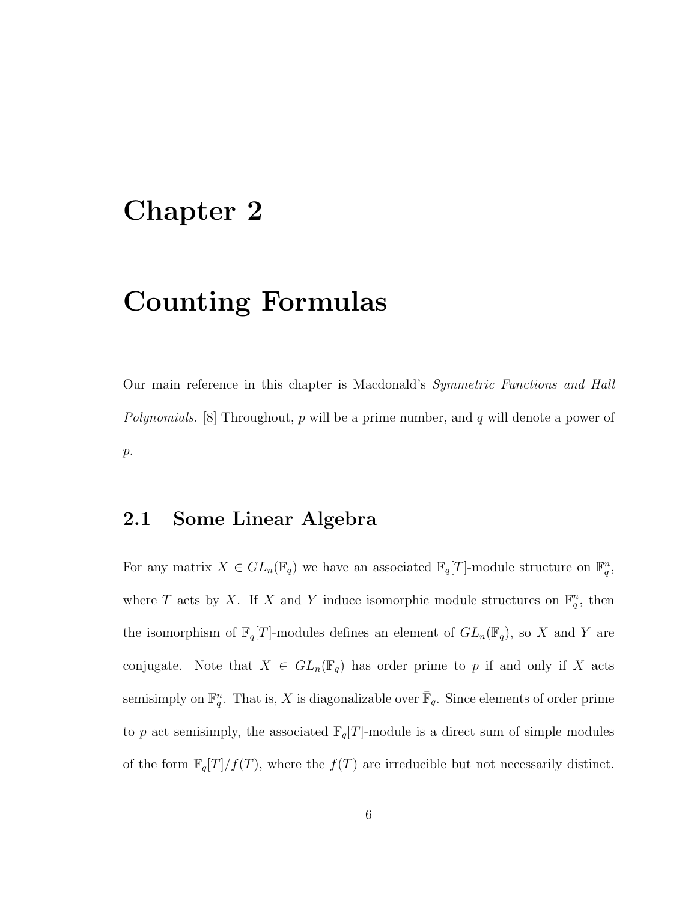# Chapter 2

# Counting Formulas

Our main reference in this chapter is Macdonald's *Symmetric Functions and Hall Polynomials.* [8] Throughout, $p$ will be a prime number, and $q$ will denote a power of $p$.

## 2.1 Some Linear Algebra

For any matrix $X \in GL_n(\mathbb{F}_q)$ we have an associated $\mathbb{F}_q[T]$-module structure on $\mathbb{F}_q^n$, where $T$ acts by $X$. If $X$ and $Y$ induce isomorphic module structures on $\mathbb{F}_q^n$, then the isomorphism of $\mathbb{F}_q[T]$-modules defines an element of $GL_n(\mathbb{F}_q)$, so $X$ and $Y$ are conjugate. Note that $X \in GL_n(\mathbb{F}_q)$ has order prime to $p$ if and only if $X$ acts semisimply on $\mathbb{F}_q^n$. That is, $X$ is diagonalizable over $\bar{\mathbb{F}}_q$. Since elements of order prime to $p$ act semisimply, the associated $\mathbb{F}_q[T]$-module is a direct sum of simple modules of the form $\mathbb{F}_q[T]/f(T)$, where the $f(T)$ are irreducible but not necessarily distinct.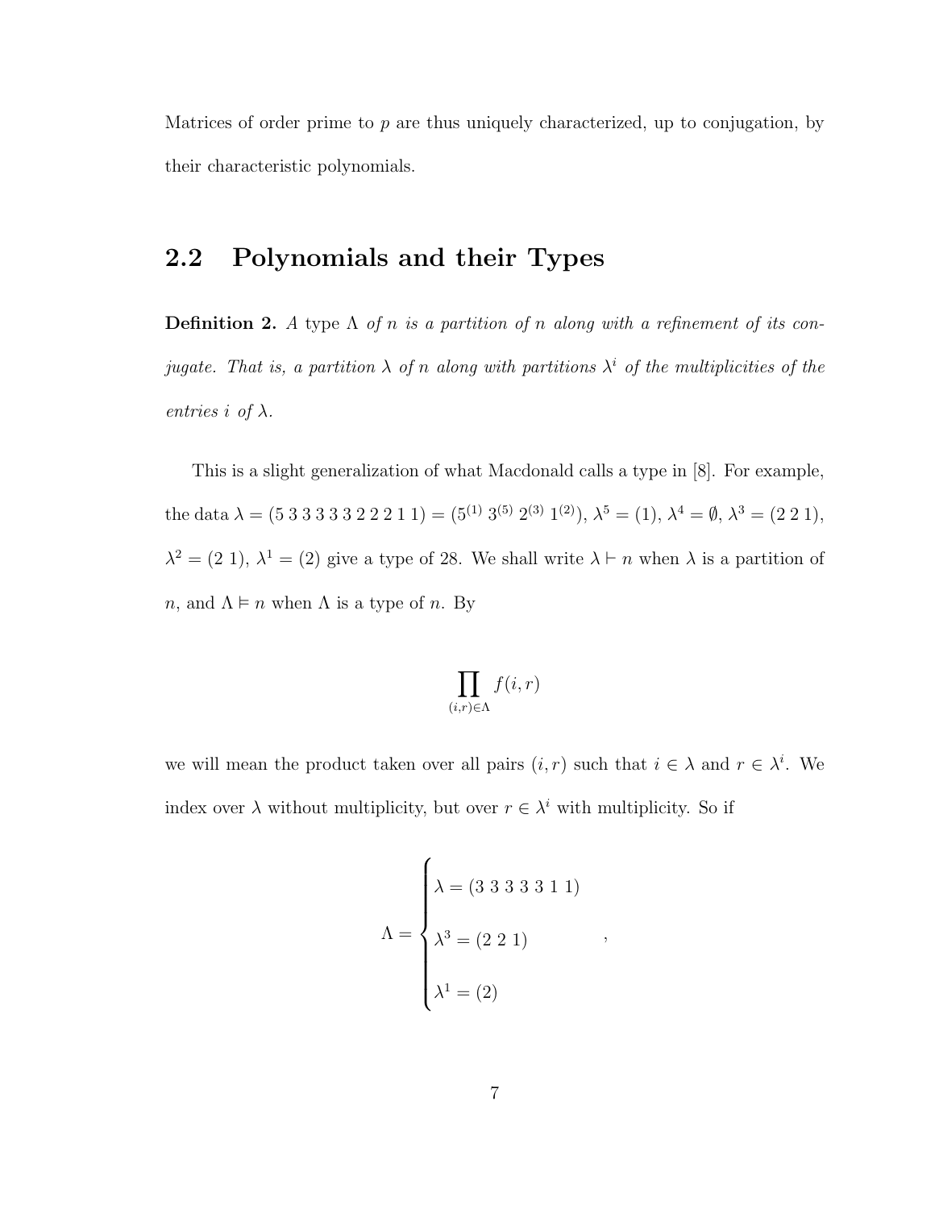Matrices of order prime to $p$ are thus uniquely characterized, up to conjugation, by their characteristic polynomials.

## 2.2 Polynomials and their Types

**Definition 2.** *A* type $\Lambda$ *of* $n$ *is a partition of* $n$ *along with a refinement of its conjugate. That is, a partition* $\lambda$ *of* $n$ *along with partitions* $\lambda^i$ *of the multiplicities of the entries* $i$ *of* $\lambda$.

This is a slight generalization of what Macdonald calls a type in [8]. For example, the data $\lambda = (5\ 3\ 3\ 3\ 3\ 3\ 2\ 2\ 2\ 1\ 1) = (5^{(1)}\ 3^{(5)}\ 2^{(3)}\ 1^{(2)})$, $\lambda^5 = (1)$, $\lambda^4 = \emptyset$, $\lambda^3 = (2\ 2\ 1)$, $\lambda^2 = (2\ 1)$, $\lambda^1 = (2)$ give a type of 28. We shall write $\lambda \vdash n$ when $\lambda$ is a partition of $n$, and $\Lambda \vDash n$ when $\Lambda$ is a type of $n$. By

$$\prod_{(i,r)\in\Lambda} f(i,r)$$

we will mean the product taken over all pairs $(i,r)$ such that $i \in \lambda$ and $r \in \lambda^i$. We index over $\lambda$ without multiplicity, but over $r \in \lambda^i$ with multiplicity. So if

$$\Lambda = \begin{cases} \lambda = (3\ 3\ 3\ 3\ 3\ 1\ 1) \\ \lambda^3 = (2\ 2\ 1) \\ \lambda^1 = (2) \end{cases},$$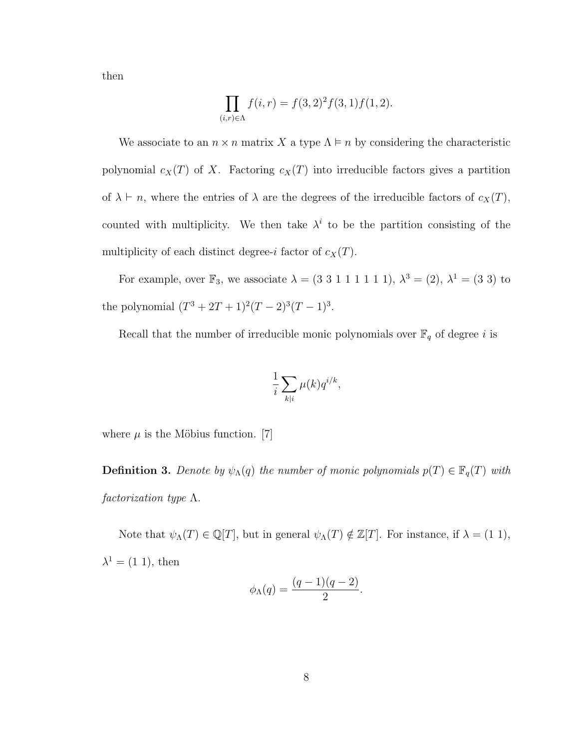then

$$\prod_{(i,r)\in\Lambda} f(i,r) = f(3,2)^2 f(3,1) f(1,2).$$

We associate to an $n \times n$ matrix $X$ a type $\Lambda \vDash n$ by considering the characteristic polynomial $c_X(T)$ of $X$. Factoring $c_X(T)$ into irreducible factors gives a partition of $\lambda \vdash n$, where the entries of $\lambda$ are the degrees of the irreducible factors of $c_X(T)$, counted with multiplicity. We then take $\lambda^i$ to be the partition consisting of the multiplicity of each distinct degree-$i$ factor of $c_X(T)$.

For example, over $\mathbb{F}_3$, we associate $\lambda = (3\ 3\ 1\ 1\ 1\ 1\ 1\ 1)$, $\lambda^3 = (2)$, $\lambda^1 = (3\ 3)$ to the polynomial $(T^3 + 2T + 1)^2(T-2)^3(T-1)^3$.

Recall that the number of irreducible monic polynomials over $\mathbb{F}_q$ of degree $i$ is

$$\frac{1}{i}\sum_{k|i} \mu(k) q^{i/k},$$

where $\mu$ is the Möbius function. [7]

**Definition 3.** *Denote by $\psi_\Lambda(q)$ the number of monic polynomials $p(T) \in \mathbb{F}_q(T)$ with factorization type $\Lambda$.*

Note that $\psi_\Lambda(T) \in \mathbb{Q}[T]$, but in general $\psi_\Lambda(T) \notin \mathbb{Z}[T]$. For instance, if $\lambda = (1\ 1)$, $\lambda^1 = (1\ 1)$, then

$$\phi_\Lambda(q) = \frac{(q-1)(q-2)}{2}.$$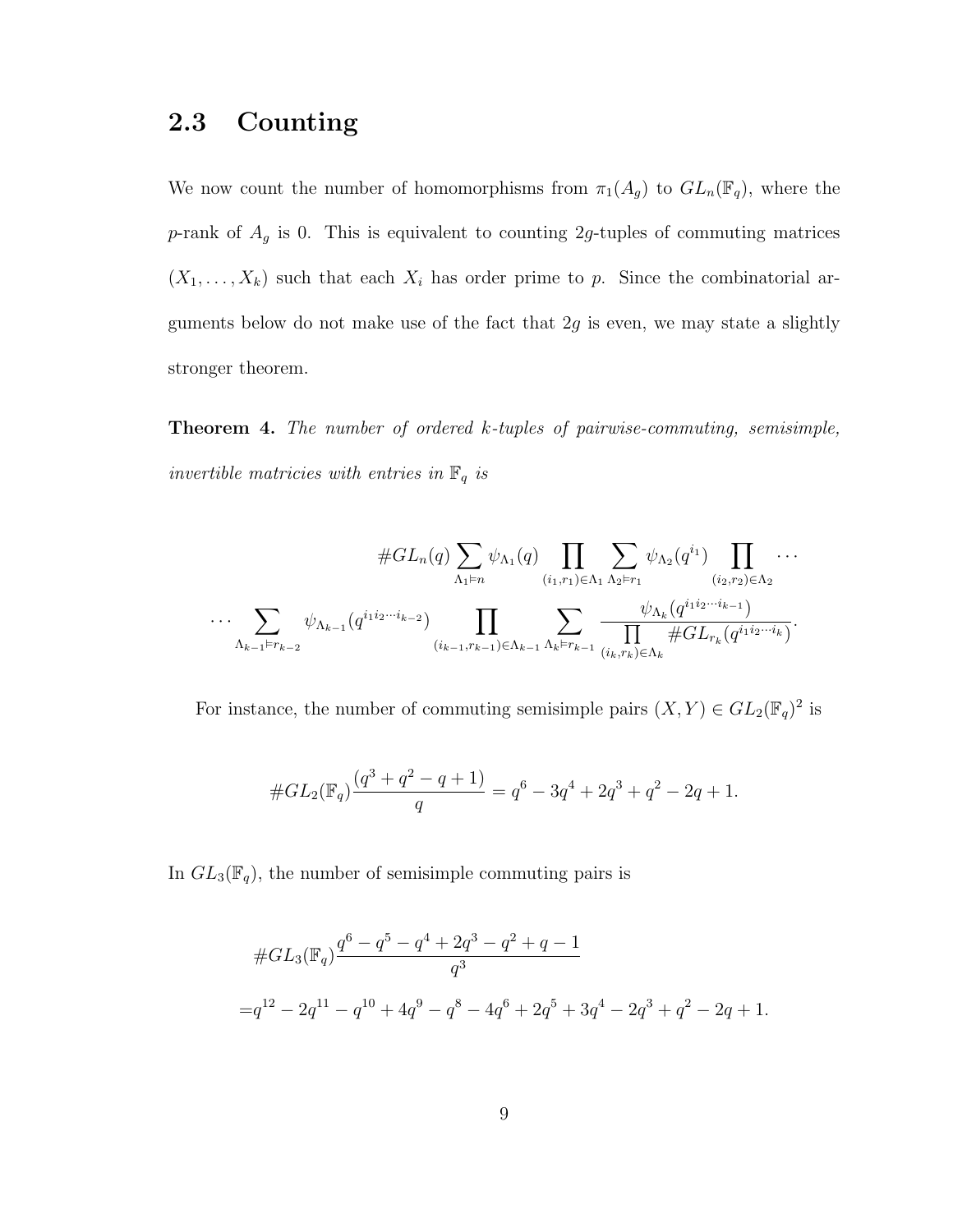## 2.3 Counting

We now count the number of homomorphisms from $\pi_1(A_g)$ to $GL_n(\mathbb{F}_q)$, where the $p$-rank of $A_g$ is 0. This is equivalent to counting $2g$-tuples of commuting matrices $(X_1, \ldots, X_k)$ such that each $X_i$ has order prime to $p$. Since the combinatorial arguments below do not make use of the fact that $2g$ is even, we may state a slightly stronger theorem.

**Theorem 4.** *The number of ordered $k$-tuples of pairwise-commuting, semisimple, invertible matricies with entries in $\mathbb{F}_q$ is*

$$\#GL_n(q) \sum_{\Lambda_1 \vDash n} \psi_{\Lambda_1}(q) \prod_{(i_1,r_1)\in\Lambda_1} \sum_{\Lambda_2 \vDash r_1} \psi_{\Lambda_2}(q^{i_1}) \prod_{(i_2,r_2)\in\Lambda_2} \cdots$$

$$\cdots \sum_{\Lambda_{k-1}\vDash r_{k-2}} \psi_{\Lambda_{k-1}}(q^{i_1 i_2 \cdots i_{k-2}}) \prod_{(i_{k-1},r_{k-1})\in\Lambda_{k-1}} \sum_{\Lambda_k \vDash r_{k-1}} \frac{\psi_{\Lambda_k}(q^{i_1 i_2\cdots i_{k-1}})}{\prod_{(i_k,r_k)\in\Lambda_k} \#GL_{r_k}(q^{i_1 i_2 \cdots i_k})}.$$

For instance, the number of commuting semisimple pairs $(X, Y) \in GL_2(\mathbb{F}_q)^2$ is

$$\#GL_2(\mathbb{F}_q)\frac{(q^3 + q^2 - q + 1)}{q} = q^6 - 3q^4 + 2q^3 + q^2 - 2q + 1.$$

In $GL_3(\mathbb{F}_q)$, the number of semisimple commuting pairs is

$$\begin{aligned}
&\#GL_3(\mathbb{F}_q)\frac{q^6 - q^5 - q^4 + 2q^3 - q^2 + q - 1}{q^3} \\
=&q^{12} - 2q^{11} - q^{10} + 4q^9 - q^8 - 4q^6 + 2q^5 + 3q^4 - 2q^3 + q^2 - 2q + 1.
\end{aligned}$$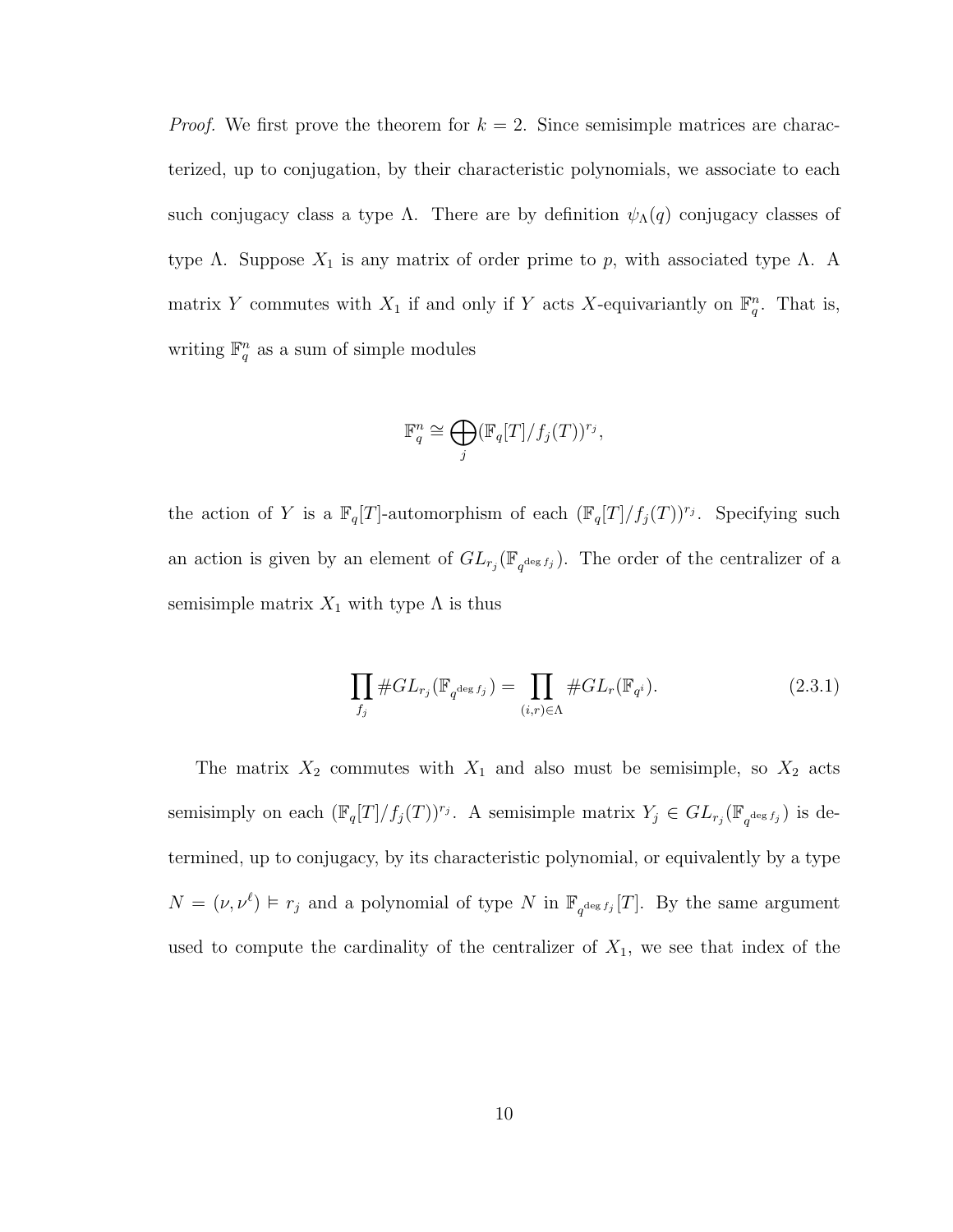*Proof.* We first prove the theorem for $k = 2$. Since semisimple matrices are characterized, up to conjugation, by their characteristic polynomials, we associate to each such conjugacy class a type $\Lambda$. There are by definition $\psi_\Lambda(q)$ conjugacy classes of type $\Lambda$. Suppose $X_1$ is any matrix of order prime to $p$, with associated type $\Lambda$. A matrix $Y$ commutes with $X_1$ if and only if $Y$ acts $X$-equivariantly on $\mathbb{F}_q^n$. That is, writing $\mathbb{F}_q^n$ as a sum of simple modules

$$\mathbb{F}_q^n \cong \bigoplus_j (\mathbb{F}_q[T]/f_j(T))^{r_j},$$

the action of $Y$ is a $\mathbb{F}_q[T]$-automorphism of each $(\mathbb{F}_q[T]/f_j(T))^{r_j}$. Specifying such an action is given by an element of $GL_{r_j}(\mathbb{F}_{q^{\deg f_j}})$. The order of the centralizer of a semisimple matrix $X_1$ with type $\Lambda$ is thus

$$\prod_{f_j} \#GL_{r_j}(\mathbb{F}_{q^{\deg f_j}}) = \prod_{(i,r)\in\Lambda} \#GL_r(\mathbb{F}_{q^i}). \tag{2.3.1}$$

The matrix $X_2$ commutes with $X_1$ and also must be semisimple, so $X_2$ acts semisimply on each $(\mathbb{F}_q[T]/f_j(T))^{r_j}$. A semisimple matrix $Y_j \in GL_{r_j}(\mathbb{F}_{q^{\deg f_j}})$ is determined, up to conjugacy, by its characteristic polynomial, or equivalently by a type $N = (\nu, \nu^\ell) \vDash r_j$ and a polynomial of type $N$ in $\mathbb{F}_{q^{\deg f_j}}[T]$. By the same argument used to compute the cardinality of the centralizer of $X_1$, we see that index of the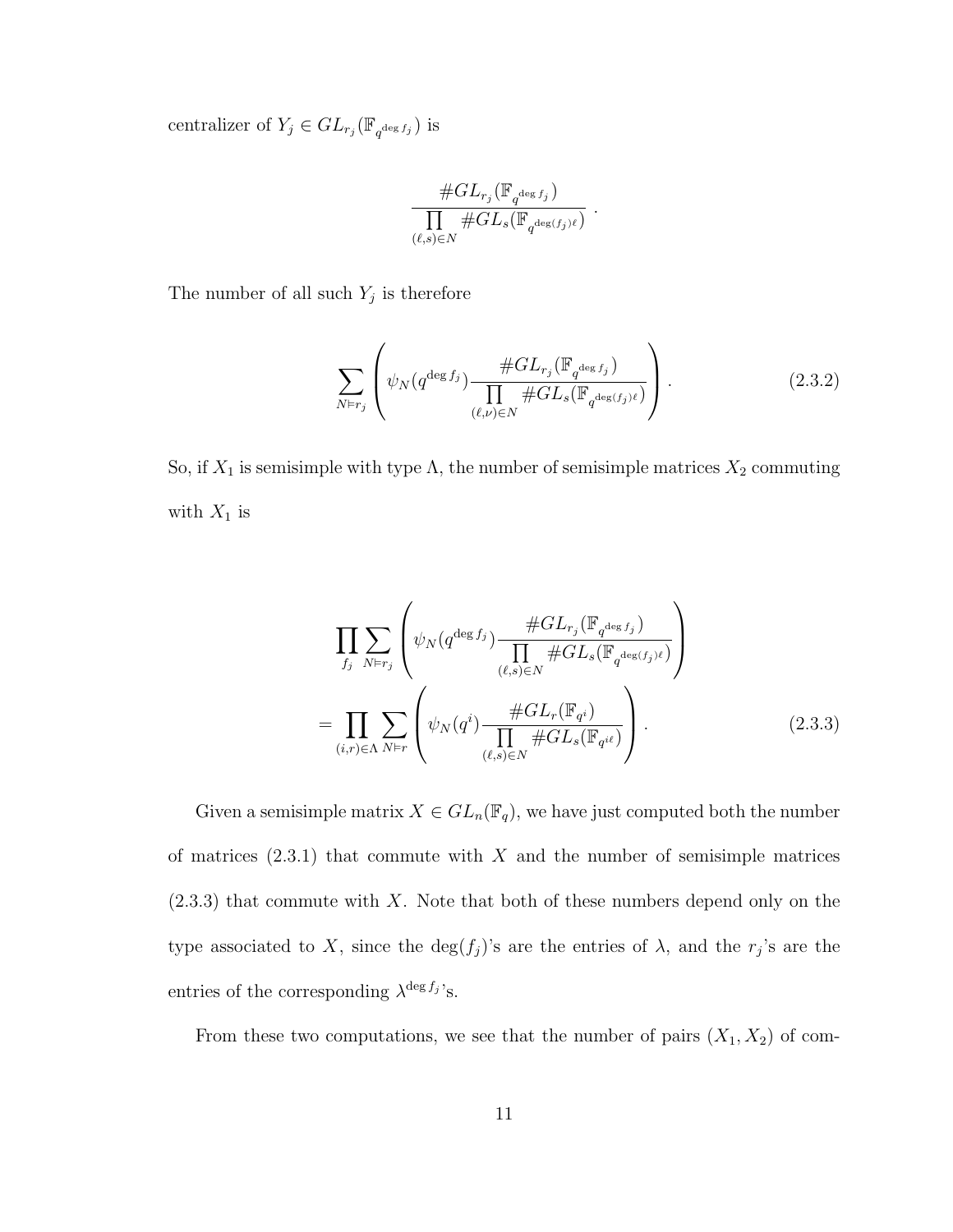centralizer of $Y_j \in GL_{r_j}(\mathbb{F}_{q^{\deg f_j}})$ is

$$\frac{\#GL_{r_j}(\mathbb{F}_{q^{\deg f_j}})}{\prod\limits_{(\ell,s)\in N} \#GL_s(\mathbb{F}_{q^{\deg(f_j)\ell}})}.$$

The number of all such $Y_j$ is therefore

$$\sum_{N\vDash r_j} \left( \psi_N(q^{\deg f_j}) \frac{\#GL_{r_j}(\mathbb{F}_{q^{\deg f_j}})}{\prod\limits_{(\ell,\nu)\in N} \#GL_s(\mathbb{F}_{q^{\deg(f_j)\ell}})} \right). \tag{2.3.2}$$

So, if $X_1$ is semisimple with type $\Lambda$, the number of semisimple matrices $X_2$ commuting with $X_1$ is

$$\begin{aligned}
&\prod_{f_j} \sum_{N\vDash r_j} \left( \psi_N(q^{\deg f_j}) \frac{\#GL_{r_j}(\mathbb{F}_{q^{\deg f_j}})}{\prod\limits_{(\ell,s)\in N} \#GL_s(\mathbb{F}_{q^{\deg(f_j)\ell}})} \right) \\
&= \prod_{(i,r)\in\Lambda} \sum_{N\vDash r} \left( \psi_N(q^i) \frac{\#GL_r(\mathbb{F}_{q^i})}{\prod\limits_{(\ell,s)\in N} \#GL_s(\mathbb{F}_{q^{i\ell}})} \right).
\end{aligned} \tag{2.3.3}$$

Given a semisimple matrix $X \in GL_n(\mathbb{F}_q)$, we have just computed both the number of matrices (2.3.1) that commute with $X$ and the number of semisimple matrices (2.3.3) that commute with $X$. Note that both of these numbers depend only on the type associated to $X$, since the $\deg(f_j)$'s are the entries of $\lambda$, and the $r_j$'s are the entries of the corresponding $\lambda^{\deg f_j}$'s.

From these two computations, we see that the number of pairs $(X_1, X_2)$ of com-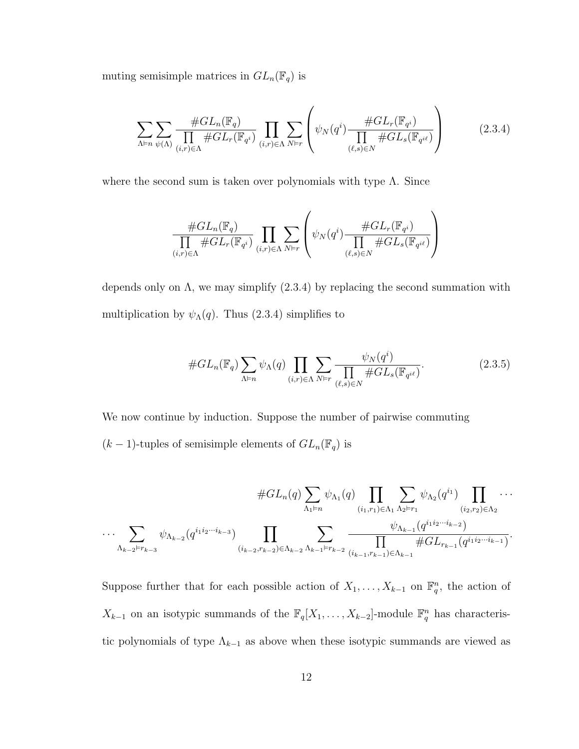muting semisimple matrices in $GL_n(\mathbb{F}_q)$ is

$$\sum_{\Lambda \vDash n} \sum_{\psi(\Lambda)} \frac{\#GL_n(\mathbb{F}_q)}{\prod\limits_{(i,r)\in\Lambda} \#GL_r(\mathbb{F}_{q^i})} \prod_{(i,r)\in\Lambda} \sum_{N \vDash r} \left( \psi_N(q^i) \frac{\#GL_r(\mathbb{F}_{q^i})}{\prod\limits_{(\ell,s)\in N} \#GL_s(\mathbb{F}_{q^{i\ell}})} \right) \tag{2.3.4}$$

where the second sum is taken over polynomials with type $\Lambda$. Since

$$\frac{\#GL_n(\mathbb{F}_q)}{\prod\limits_{(i,r)\in\Lambda} \#GL_r(\mathbb{F}_{q^i})} \prod_{(i,r)\in\Lambda} \sum_{N \vDash r} \left( \psi_N(q^i) \frac{\#GL_r(\mathbb{F}_{q^i})}{\prod\limits_{(\ell,s)\in N} \#GL_s(\mathbb{F}_{q^{i\ell}})} \right)$$

depends only on $\Lambda$, we may simplify (2.3.4) by replacing the second summation with multiplication by $\psi_\Lambda(q)$. Thus (2.3.4) simplifies to

$$\#GL_n(\mathbb{F}_q) \sum_{\Lambda \vDash n} \psi_\Lambda(q) \prod_{(i,r)\in\Lambda} \sum_{N \vDash r} \frac{\psi_N(q^i)}{\prod\limits_{(\ell,s)\in N} \#GL_s(\mathbb{F}_{q^{i\ell}})}. \tag{2.3.5}$$

We now continue by induction. Suppose the number of pairwise commuting $(k-1)$-tuples of semisimple elements of $GL_n(\mathbb{F}_q)$ is

$$\#GL_n(q) \sum_{\Lambda_1 \vDash n} \psi_{\Lambda_1}(q) \prod_{(i_1,r_1)\in\Lambda_1} \sum_{\Lambda_2 \vDash r_1} \psi_{\Lambda_2}(q^{i_1}) \prod_{(i_2,r_2)\in\Lambda_2} \cdots$$
$$\cdots \sum_{\Lambda_{k-2} \vDash r_{k-3}} \psi_{\Lambda_{k-2}}(q^{i_1 i_2 \cdots i_{k-3}}) \prod_{(i_{k-2},r_{k-2})\in\Lambda_{k-2}} \sum_{\Lambda_{k-1} \vDash r_{k-2}} \frac{\psi_{\Lambda_{k-1}}(q^{i_1 i_2 \cdots i_{k-2}})}{\prod\limits_{(i_{k-1},r_{k-1})\in\Lambda_{k-1}} \#GL_{r_{k-1}}(q^{i_1 i_2 \cdots i_{k-1}})}.$$

Suppose further that for each possible action of $X_1, \ldots, X_{k-1}$ on $\mathbb{F}_q^n$, the action of $X_{k-1}$ on an isotypic summands of the $\mathbb{F}_q[X_1, \ldots, X_{k-2}]$-module $\mathbb{F}_q^n$ has characteristic polynomials of type $\Lambda_{k-1}$ as above when these isotypic summands are viewed as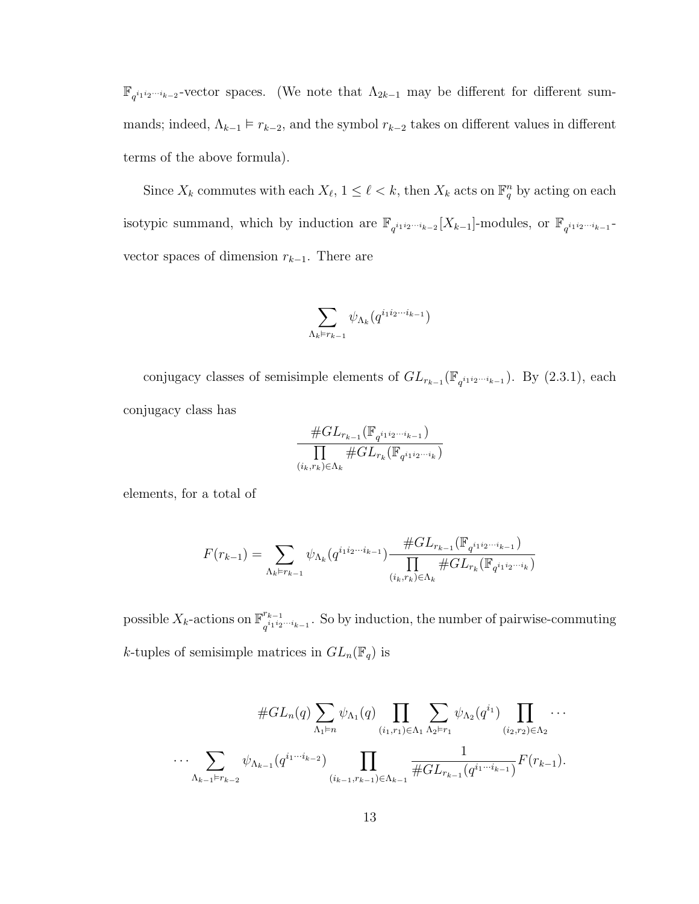$\mathbb{F}_{q^{i_1 i_2 \cdots i_{k-2}}}$-vector spaces. (We note that $\Lambda_{2k-1}$ may be different for different summands; indeed, $\Lambda_{k-1} \vDash r_{k-2}$, and the symbol $r_{k-2}$ takes on different values in different terms of the above formula).

Since $X_k$ commutes with each $X_\ell$, $1 \le \ell < k$, then $X_k$ acts on $\mathbb{F}_q^n$ by acting on each isotypic summand, which by induction are $\mathbb{F}_{q^{i_1 i_2 \cdots i_{k-2}}}[X_{k-1}]$-modules, or $\mathbb{F}_{q^{i_1 i_2 \cdots i_{k-1}}}$-vector spaces of dimension $r_{k-1}$. There are

$$\sum_{\Lambda_k \vDash r_{k-1}} \psi_{\Lambda_k}(q^{i_1 i_2 \cdots i_{k-1}})$$

conjugacy classes of semisimple elements of $GL_{r_{k-1}}(\mathbb{F}_{q^{i_1 i_2 \cdots i_{k-1}}})$. By (2.3.1), each conjugacy class has

$$\frac{\#GL_{r_{k-1}}(\mathbb{F}_{q^{i_1 i_2 \cdots i_{k-1}}})}{\prod\limits_{(i_k, r_k) \in \Lambda_k} \#GL_{r_k}(\mathbb{F}_{q^{i_1 i_2 \cdots i_k}})}$$

elements, for a total of

$$F(r_{k-1}) = \sum_{\Lambda_k \vDash r_{k-1}} \psi_{\Lambda_k}(q^{i_1 i_2 \cdots i_{k-1}}) \frac{\#GL_{r_{k-1}}(\mathbb{F}_{q^{i_1 i_2 \cdots i_{k-1}}})}{\prod\limits_{(i_k, r_k) \in \Lambda_k} \#GL_{r_k}(\mathbb{F}_{q^{i_1 i_2 \cdots i_k}})}$$

possible $X_k$-actions on $\mathbb{F}^{r_{k-1}}_{q^{i_1 i_2 \cdots i_{k-1}}}$. So by induction, the number of pairwise-commuting $k$-tuples of semisimple matrices in $GL_n(\mathbb{F}_q)$ is

$$\#GL_n(q) \sum_{\Lambda_1 \vDash n} \psi_{\Lambda_1}(q) \prod_{(i_1, r_1) \in \Lambda_1} \sum_{\Lambda_2 \vDash r_1} \psi_{\Lambda_2}(q^{i_1}) \prod_{(i_2, r_2) \in \Lambda_2} \cdots$$
$$\cdots \sum_{\Lambda_{k-1} \vDash r_{k-2}} \psi_{\Lambda_{k-1}}(q^{i_1 \cdots i_{k-2}}) \prod_{(i_{k-1}, r_{k-1}) \in \Lambda_{k-1}} \frac{1}{\#GL_{r_{k-1}}(q^{i_1 \cdots i_{k-1}})} F(r_{k-1}).$$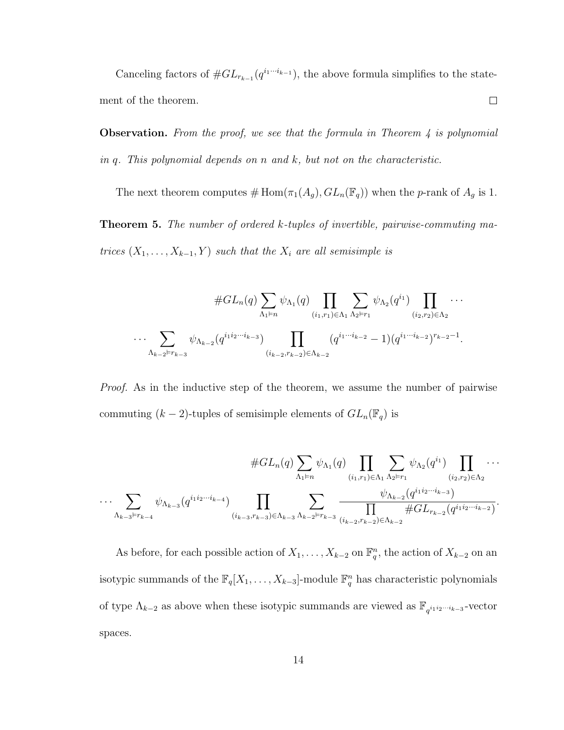Canceling factors of $\#GL_{r_{k-1}}(q^{i_1\cdots i_{k-1}})$, the above formula simplifies to the statement of the theorem. $\square$

**Observation.** *From the proof, we see that the formula in Theorem 4 is polynomial in $q$. This polynomial depends on $n$ and $k$, but not on the characteristic.*

The next theorem computes $\#\operatorname{Hom}(\pi_1(A_g), GL_n(\mathbb{F}_q))$ when the $p$-rank of $A_g$ is 1.

**Theorem 5.** *The number of ordered $k$-tuples of invertible, pairwise-commuting matrices $(X_1, \ldots, X_{k-1}, Y)$ such that the $X_i$ are all semisimple is*

$$\#GL_n(q) \sum_{\Lambda_1 \vDash n} \psi_{\Lambda_1}(q) \prod_{(i_1,r_1)\in\Lambda_1} \sum_{\Lambda_2\vDash r_1} \psi_{\Lambda_2}(q^{i_1}) \prod_{(i_2,r_2)\in\Lambda_2} \cdots$$

$$\cdots \sum_{\Lambda_{k-2}\vDash r_{k-3}} \psi_{\Lambda_{k-2}}(q^{i_1 i_2\cdots i_{k-3}}) \prod_{(i_{k-2},r_{k-2})\in\Lambda_{k-2}} (q^{i_1\cdots i_{k-2}}-1)(q^{i_1\cdots i_{k-2}})^{r_{k-2}-1}.$$

*Proof.* As in the inductive step of the theorem, we assume the number of pairwise commuting $(k-2)$-tuples of semisimple elements of $GL_n(\mathbb{F}_q)$ is

$$\#GL_n(q) \sum_{\Lambda_1 \vDash n} \psi_{\Lambda_1}(q) \prod_{(i_1,r_1)\in\Lambda_1} \sum_{\Lambda_2\vDash r_1} \psi_{\Lambda_2}(q^{i_1}) \prod_{(i_2,r_2)\in\Lambda_2} \cdots$$

$$\cdots \sum_{\Lambda_{k-3}\vDash r_{k-4}} \psi_{\Lambda_{k-3}}(q^{i_1 i_2\cdots i_{k-4}}) \prod_{(i_{k-3},r_{k-3})\in\Lambda_{k-3}} \sum_{\Lambda_{k-2}\vDash r_{k-3}} \frac{\psi_{\Lambda_{k-2}}(q^{i_1 i_2\cdots i_{k-3}})}{\prod_{(i_{k-2},r_{k-2})\in\Lambda_{k-2}} \#GL_{r_{k-2}}(q^{i_1 i_2\cdots i_{k-2}})}.$$

As before, for each possible action of $X_1, \ldots, X_{k-2}$ on $\mathbb{F}_q^n$, the action of $X_{k-2}$ on an isotypic summands of the $\mathbb{F}_q[X_1, \ldots, X_{k-3}]$-module $\mathbb{F}_q^n$ has characteristic polynomials of type $\Lambda_{k-2}$ as above when these isotypic summands are viewed as $\mathbb{F}_{q^{i_1 i_2\cdots i_{k-3}}}$-vector spaces.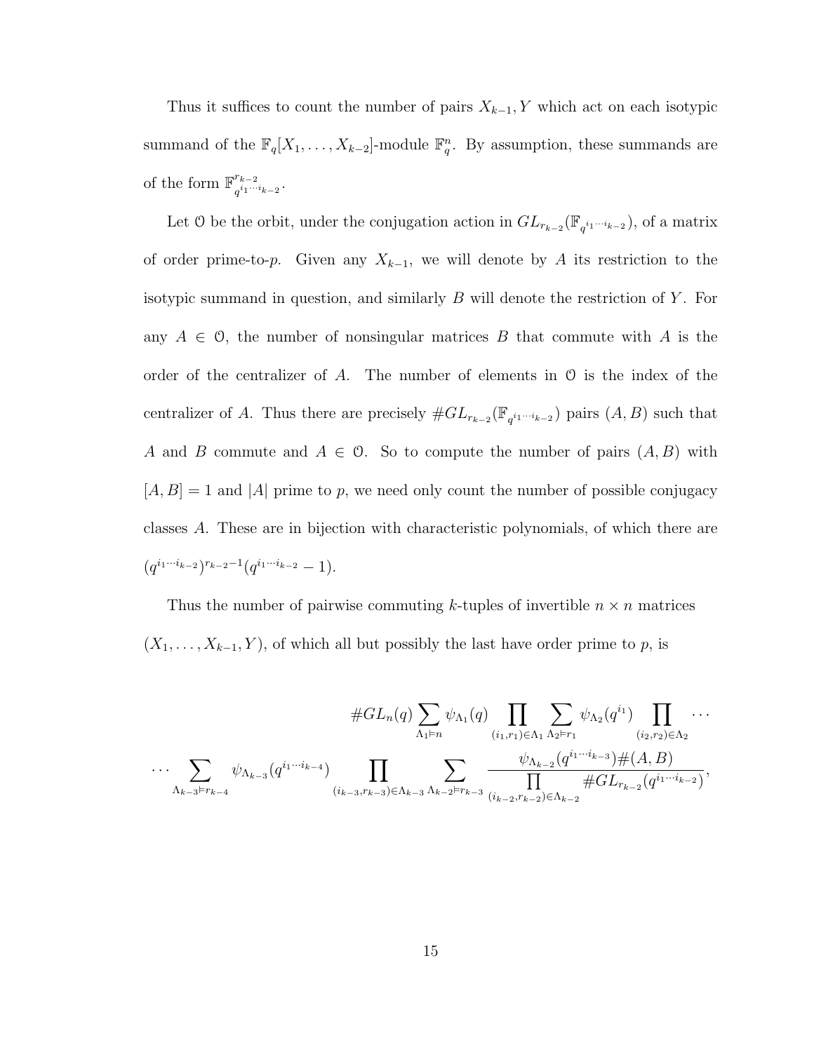Thus it suffices to count the number of pairs $X_{k-1}, Y$ which act on each isotypic summand of the $\mathbb{F}_q[X_1, \ldots, X_{k-2}]$-module $\mathbb{F}_q^n$. By assumption, these summands are of the form $\mathbb{F}_{q^{i_1 \cdots i_{k-2}}}^{r_{k-2}}$.

Let $\mathcal{O}$ be the orbit, under the conjugation action in $GL_{r_{k-2}}(\mathbb{F}_{q^{i_1 \cdots i_{k-2}}})$, of a matrix of order prime-to-$p$. Given any $X_{k-1}$, we will denote by $A$ its restriction to the isotypic summand in question, and similarly $B$ will denote the restriction of $Y$. For any $A \in \mathcal{O}$, the number of nonsingular matrices $B$ that commute with $A$ is the order of the centralizer of $A$. The number of elements in $\mathcal{O}$ is the index of the centralizer of $A$. Thus there are precisely $\#GL_{r_{k-2}}(\mathbb{F}_{q^{i_1 \cdots i_{k-2}}})$ pairs $(A, B)$ such that $A$ and $B$ commute and $A \in \mathcal{O}$. So to compute the number of pairs $(A, B)$ with $[A, B] = 1$ and $|A|$ prime to $p$, we need only count the number of possible conjugacy classes $A$. These are in bijection with characteristic polynomials, of which there are $(q^{i_1 \cdots i_{k-2}})^{r_{k-2}-1}(q^{i_1 \cdots i_{k-2}} - 1)$.

Thus the number of pairwise commuting $k$-tuples of invertible $n \times n$ matrices $(X_1, \ldots, X_{k-1}, Y)$, of which all but possibly the last have order prime to $p$, is

$$\#GL_n(q) \sum_{\Lambda_1 \vDash n} \psi_{\Lambda_1}(q) \prod_{(i_1, r_1) \in \Lambda_1} \sum_{\Lambda_2 \vDash r_1} \psi_{\Lambda_2}(q^{i_1}) \prod_{(i_2, r_2) \in \Lambda_2} \cdots$$

$$\cdots \sum_{\Lambda_{k-3} \vDash r_{k-4}} \psi_{\Lambda_{k-3}}(q^{i_1 \cdots i_{k-4}}) \prod_{(i_{k-3}, r_{k-3}) \in \Lambda_{k-3}} \sum_{\Lambda_{k-2} \vDash r_{k-3}} \frac{\psi_{\Lambda_{k-2}}(q^{i_1 \cdots i_{k-3}}) \#(A, B)}{\prod_{(i_{k-2}, r_{k-2}) \in \Lambda_{k-2}} \#GL_{r_{k-2}}(q^{i_1 \cdots i_{k-2}})},$$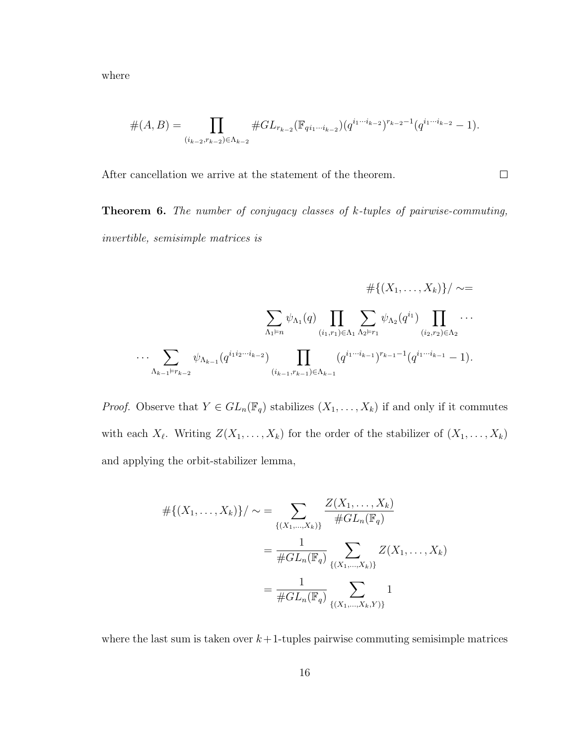where

$$\#(A, B) = \prod_{(i_{k-2}, r_{k-2}) \in \Lambda_{k-2}} \#GL_{r_{k-2}}(\mathbb{F}_{q^{i_1 \cdots i_{k-2}}})(q^{i_1 \cdots i_{k-2}})^{r_{k-2}-1}(q^{i_1 \cdots i_{k-2}} - 1).$$

After cancellation we arrive at the statement of the theorem. $\square$

**Theorem 6.** *The number of conjugacy classes of $k$-tuples of pairwise-commuting, invertible, semisimple matrices is*

$$\#\{(X_1, \ldots, X_k)\}/\sim =$$

$$\sum_{\Lambda_1 \vDash n} \psi_{\Lambda_1}(q) \prod_{(i_1, r_1) \in \Lambda_1} \sum_{\Lambda_2 \vDash r_1} \psi_{\Lambda_2}(q^{i_1}) \prod_{(i_2, r_2) \in \Lambda_2} \cdots$$

$$\cdots \sum_{\Lambda_{k-1} \vDash r_{k-2}} \psi_{\Lambda_{k-1}}(q^{i_1 i_2 \cdots i_{k-2}}) \prod_{(i_{k-1}, r_{k-1}) \in \Lambda_{k-1}} (q^{i_1 \cdots i_{k-1}})^{r_{k-1}-1}(q^{i_1 \cdots i_{k-1}} - 1).$$

*Proof.* Observe that $Y \in GL_n(\mathbb{F}_q)$ stabilizes $(X_1, \ldots, X_k)$ if and only if it commutes with each $X_\ell$. Writing $Z(X_1, \ldots, X_k)$ for the order of the stabilizer of $(X_1, \ldots, X_k)$ and applying the orbit-stabilizer lemma,

$$\begin{aligned}
\#\{(X_1, \ldots, X_k)\}/\sim &= \sum_{\{(X_1, \ldots, X_k)\}} \frac{Z(X_1, \ldots, X_k)}{\#GL_n(\mathbb{F}_q)} \\
&= \frac{1}{\#GL_n(\mathbb{F}_q)} \sum_{\{(X_1, \ldots, X_k)\}} Z(X_1, \ldots, X_k) \\
&= \frac{1}{\#GL_n(\mathbb{F}_q)} \sum_{\{(X_1, \ldots, X_k, Y)\}} 1
\end{aligned}$$

where the last sum is taken over $k+1$-tuples pairwise commuting semisimple matrices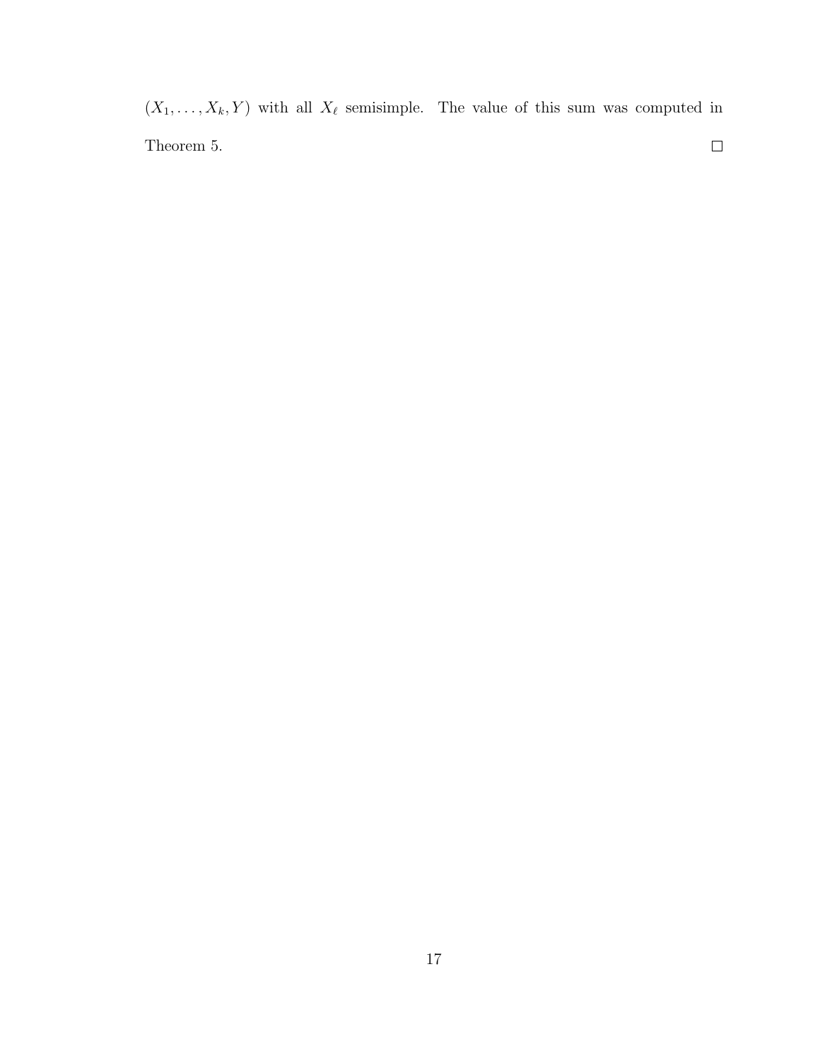$(X_1, \ldots, X_k, Y)$ with all $X_\ell$ semisimple. The value of this sum was computed in Theorem 5. $\square$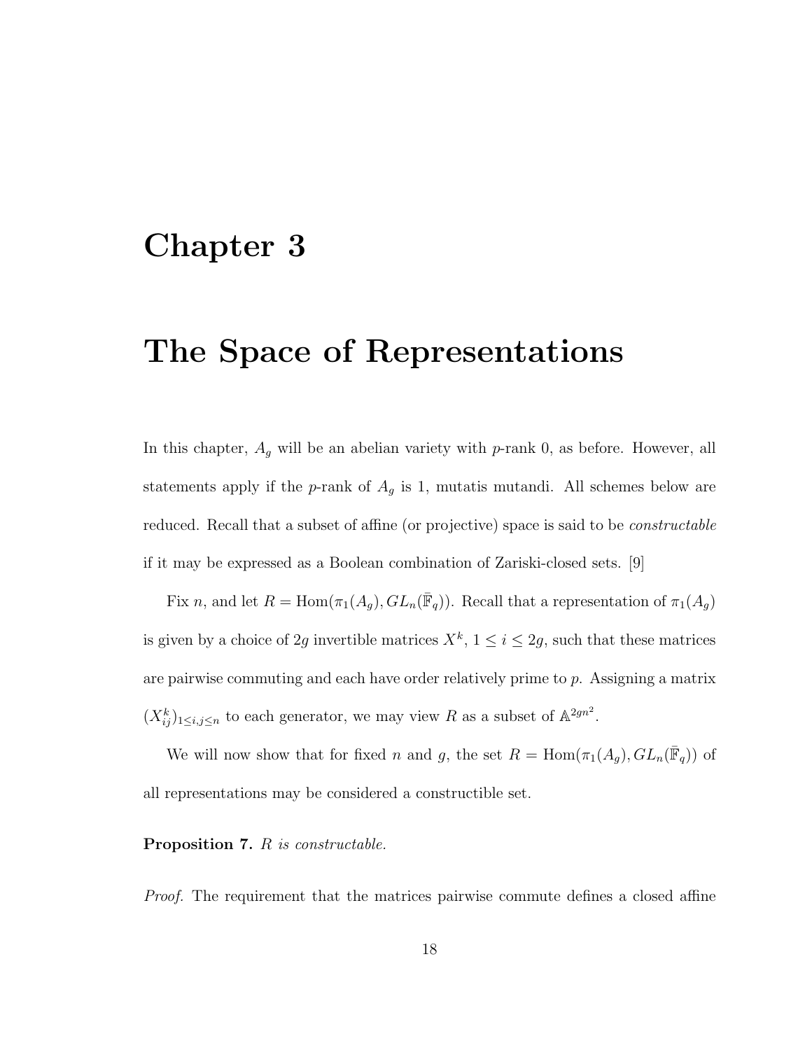# Chapter 3

# The Space of Representations

In this chapter, $A_g$ will be an abelian variety with $p$-rank 0, as before. However, all statements apply if the $p$-rank of $A_g$ is 1, mutatis mutandi. All schemes below are reduced. Recall that a subset of affine (or projective) space is said to be *constructable* if it may be expressed as a Boolean combination of Zariski-closed sets. [9]

Fix $n$, and let $R = \mathrm{Hom}(\pi_1(A_g), GL_n(\bar{\mathbb{F}}_q))$. Recall that a representation of $\pi_1(A_g)$ is given by a choice of $2g$ invertible matrices $X^k$, $1 \leq i \leq 2g$, such that these matrices are pairwise commuting and each have order relatively prime to $p$. Assigning a matrix $(X^k_{ij})_{1\leq i,j\leq n}$ to each generator, we may view $R$ as a subset of $\mathbb{A}^{2gn^2}$.

We will now show that for fixed $n$ and $g$, the set $R = \mathrm{Hom}(\pi_1(A_g), GL_n(\bar{\mathbb{F}}_q))$ of all representations may be considered a constructible set.

**Proposition 7.** *R is constructable.*

*Proof.* The requirement that the matrices pairwise commute defines a closed affine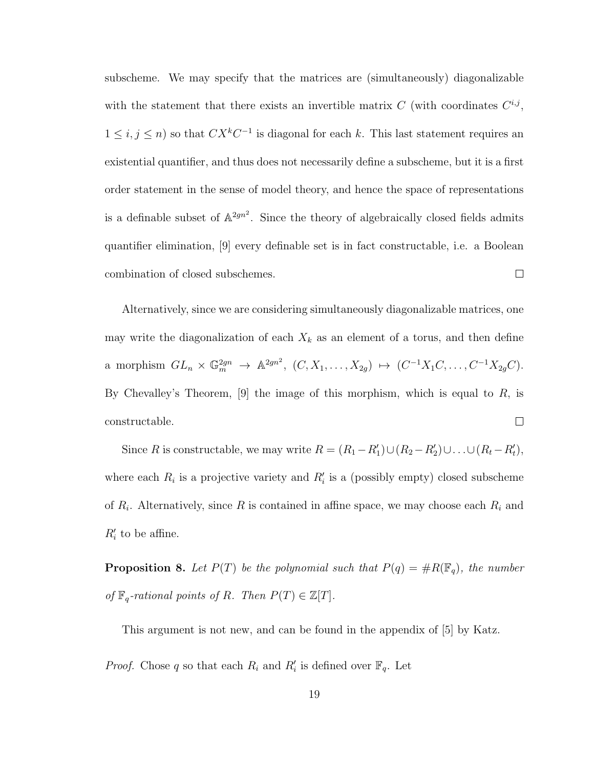subscheme. We may specify that the matrices are (simultaneously) diagonalizable with the statement that there exists an invertible matrix $C$ (with coordinates $C^{i,j}$, $1 \leq i, j \leq n$) so that $CX^kC^{-1}$ is diagonal for each $k$. This last statement requires an existential quantifier, and thus does not necessarily define a subscheme, but it is a first order statement in the sense of model theory, and hence the space of representations is a definable subset of $\mathbb{A}^{2gn^2}$. Since the theory of algebraically closed fields admits quantifier elimination, [9] every definable set is in fact constructable, i.e. a Boolean combination of closed subschemes. $\square$

Alternatively, since we are considering simultaneously diagonalizable matrices, one may write the diagonalization of each $X_k$ as an element of a torus, and then define a morphism $GL_n \times \mathbb{G}_m^{2gn} \to \mathbb{A}^{2gn^2}$, $(C, X_1, \ldots, X_{2g}) \mapsto (C^{-1}X_1C, \ldots, C^{-1}X_{2g}C)$. By Chevalley's Theorem, [9] the image of this morphism, which is equal to $R$, is constructable. $\square$

Since $R$ is constructable, we may write $R = (R_1 - R_1') \cup (R_2 - R_2') \cup \ldots \cup (R_t - R_t')$, where each $R_i$ is a projective variety and $R_i'$ is a (possibly empty) closed subscheme of $R_i$. Alternatively, since $R$ is contained in affine space, we may choose each $R_i$ and $R_i'$ to be affine.

**Proposition 8.** *Let $P(T)$ be the polynomial such that $P(q) = \#R(\mathbb{F}_q)$, the number of $\mathbb{F}_q$-rational points of $R$. Then $P(T) \in \mathbb{Z}[T]$.*

This argument is not new, and can be found in the appendix of [5] by Katz.

*Proof.* Chose $q$ so that each $R_i$ and $R_i'$ is defined over $\mathbb{F}_q$. Let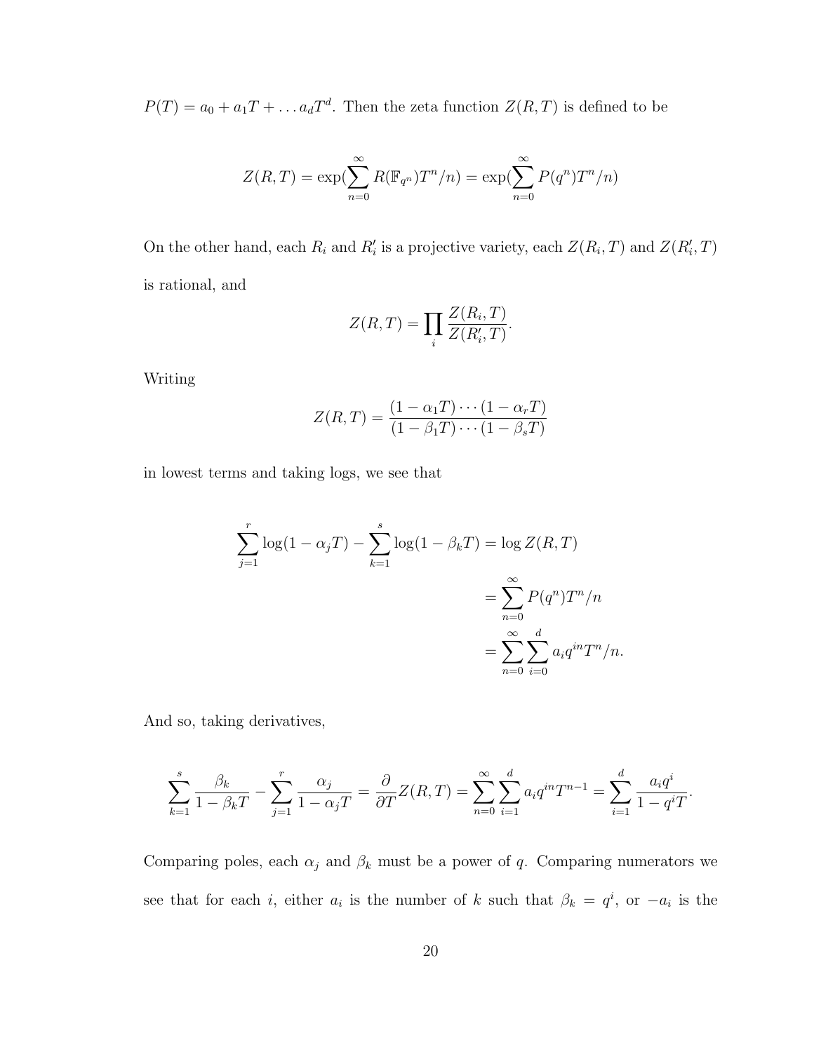$P(T) = a_0 + a_1T + \ldots a_dT^d$. Then the zeta function $Z(R,T)$ is defined to be

$$Z(R,T) = \exp(\sum_{n=0}^{\infty} R(\mathbb{F}_{q^n})T^n/n) = \exp(\sum_{n=0}^{\infty} P(q^n)T^n/n)$$

On the other hand, each $R_i$ and $R_i'$ is a projective variety, each $Z(R_i,T)$ and $Z(R_i',T)$ is rational, and

$$Z(R,T) = \prod_i \frac{Z(R_i,T)}{Z(R_i',T)}.$$

Writing

$$Z(R,T) = \frac{(1-\alpha_1T)\cdots(1-\alpha_rT)}{(1-\beta_1T)\cdots(1-\beta_sT)}$$

in lowest terms and taking logs, we see that

$$\begin{aligned}
\sum_{j=1}^{r}\log(1-\alpha_jT) - \sum_{k=1}^{s}\log(1-\beta_kT) &= \log Z(R,T) \\
&= \sum_{n=0}^{\infty} P(q^n)T^n/n \\
&= \sum_{n=0}^{\infty}\sum_{i=0}^{d} a_iq^{in}T^n/n.
\end{aligned}$$

And so, taking derivatives,

$$\sum_{k=1}^{s}\frac{\beta_k}{1-\beta_kT} - \sum_{j=1}^{r}\frac{\alpha_j}{1-\alpha_jT} = \frac{\partial}{\partial T}Z(R,T) = \sum_{n=0}^{\infty}\sum_{i=1}^{d} a_iq^{in}T^{n-1} = \sum_{i=1}^{d}\frac{a_iq^i}{1-q^iT}.$$

Comparing poles, each $\alpha_j$ and $\beta_k$ must be a power of $q$. Comparing numerators we see that for each $i$, either $a_i$ is the number of $k$ such that $\beta_k = q^i$, or $-a_i$ is the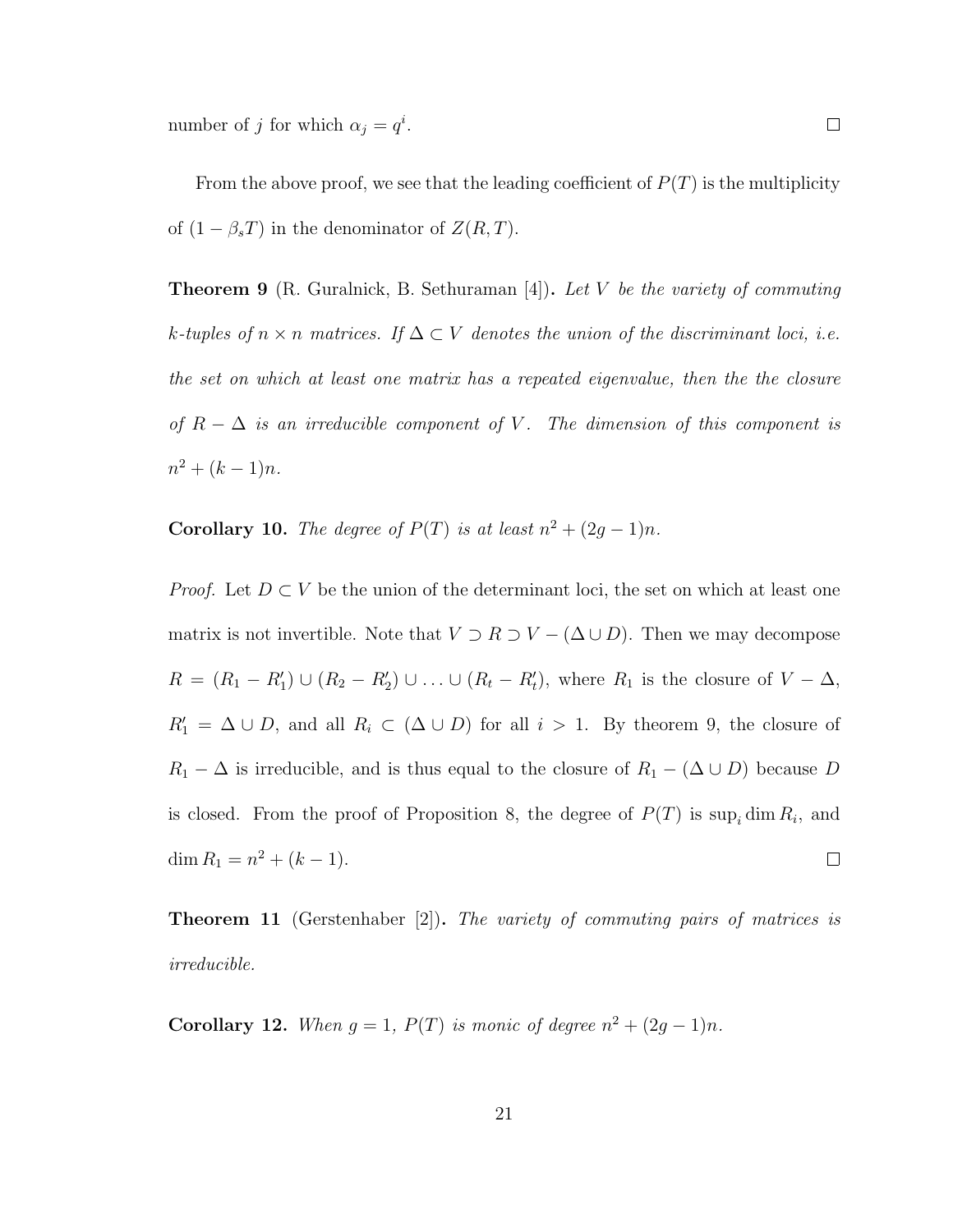number of $j$ for which $\alpha_j = q^i$. $\square$

From the above proof, we see that the leading coefficient of $P(T)$ is the multiplicity of $(1 - \beta_s T)$ in the denominator of $Z(R, T)$.

**Theorem 9** (R. Guralnick, B. Sethuraman [4]). *Let $V$ be the variety of commuting $k$-tuples of $n \times n$ matrices. If $\Delta \subset V$ denotes the union of the discriminant loci, i.e. the set on which at least one matrix has a repeated eigenvalue, then the the closure of $R - \Delta$ is an irreducible component of $V$. The dimension of this component is $n^2 + (k-1)n$.*

**Corollary 10.** *The degree of $P(T)$ is at least $n^2 + (2g-1)n$.*

*Proof.* Let $D \subset V$ be the union of the determinant loci, the set on which at least one matrix is not invertible. Note that $V \supset R \supset V - (\Delta \cup D)$. Then we may decompose $R = (R_1 - R_1') \cup (R_2 - R_2') \cup \ldots \cup (R_t - R_t')$, where $R_1$ is the closure of $V - \Delta$, $R_1' = \Delta \cup D$, and all $R_i \subset (\Delta \cup D)$ for all $i > 1$. By theorem 9, the closure of $R_1 - \Delta$ is irreducible, and is thus equal to the closure of $R_1 - (\Delta \cup D)$ because $D$ is closed. From the proof of Proposition 8, the degree of $P(T)$ is $\sup_i \dim R_i$, and $\dim R_1 = n^2 + (k-1)$. $\square$

**Theorem 11** (Gerstenhaber [2]). *The variety of commuting pairs of matrices is irreducible.*

**Corollary 12.** *When $g = 1$, $P(T)$ is monic of degree $n^2 + (2g-1)n$.*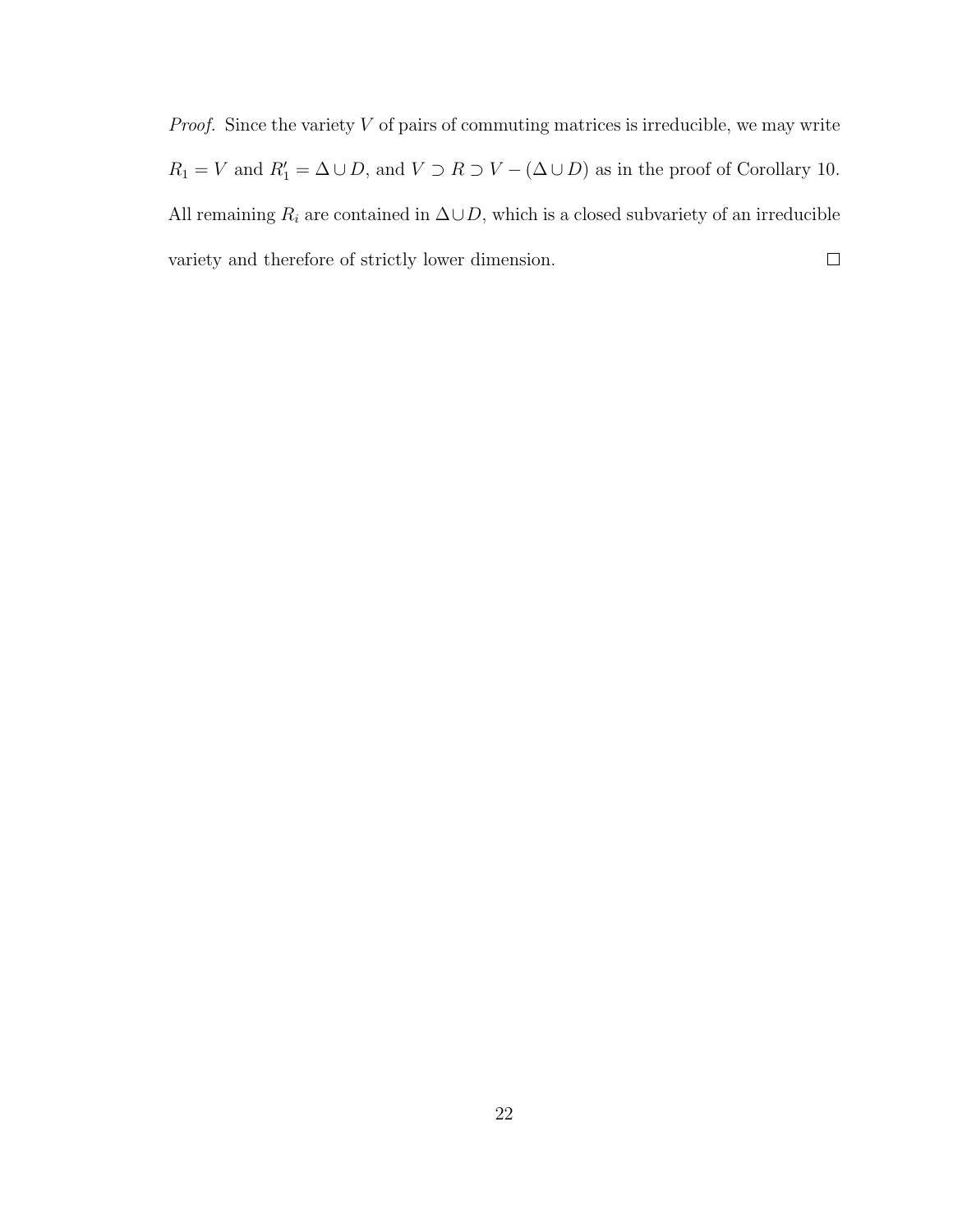*Proof.* Since the variety $V$ of pairs of commuting matrices is irreducible, we may write $R_1 = V$ and $R_1' = \Delta \cup D$, and $V \supset R \supset V - (\Delta \cup D)$ as in the proof of Corollary 10. All remaining $R_i$ are contained in $\Delta \cup D$, which is a closed subvariety of an irreducible variety and therefore of strictly lower dimension. $\square$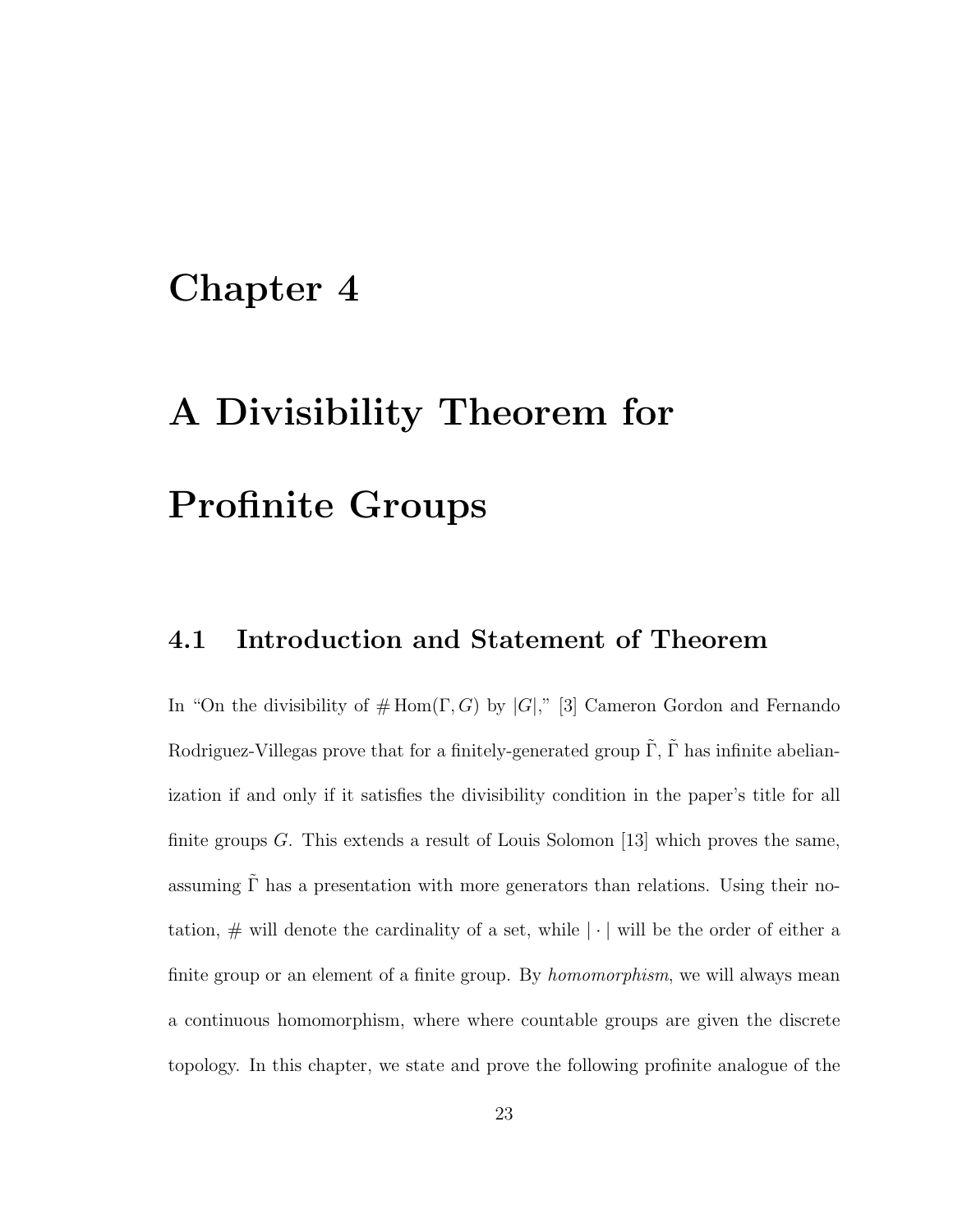# Chapter 4

# A Divisibility Theorem for Profinite Groups

## 4.1 Introduction and Statement of Theorem

In "On the divisibility of $\#\operatorname{Hom}(\Gamma, G)$ by $|G|$," [3] Cameron Gordon and Fernando Rodriguez-Villegas prove that for a finitely-generated group $\tilde{\Gamma}$, $\tilde{\Gamma}$ has infinite abelianization if and only if it satisfies the divisibility condition in the paper's title for all finite groups $G$. This extends a result of Louis Solomon [13] which proves the same, assuming $\tilde{\Gamma}$ has a presentation with more generators than relations. Using their notation, $\#$ will denote the cardinality of a set, while $|\cdot|$ will be the order of either a finite group or an element of a finite group. By *homomorphism*, we will always mean a continuous homomorphism, where where countable groups are given the discrete topology. In this chapter, we state and prove the following profinite analogue of the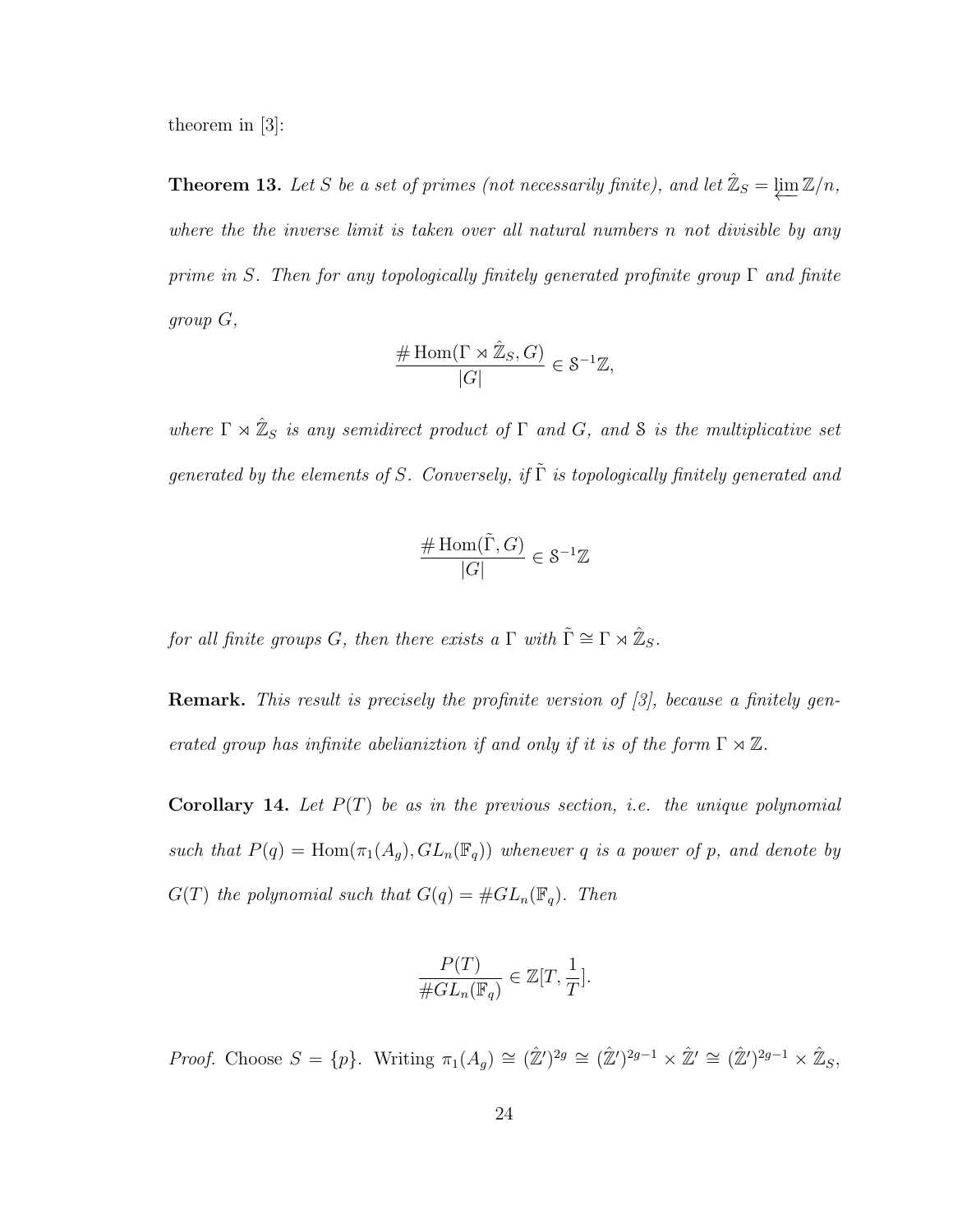theorem in [3]:

**Theorem 13.** *Let $S$ be a set of primes (not necessarily finite), and let $\hat{\mathbb{Z}}_S = \varprojlim \mathbb{Z}/n$, where the the inverse limit is taken over all natural numbers $n$ not divisible by any prime in $S$. Then for any topologically finitely generated profinite group $\Gamma$ and finite group $G$,*

$$\frac{\#\operatorname{Hom}(\Gamma \rtimes \hat{\mathbb{Z}}_S, G)}{|G|} \in \mathcal{S}^{-1}\mathbb{Z},$$

*where $\Gamma \rtimes \hat{\mathbb{Z}}_S$ is any semidirect product of $\Gamma$ and $G$, and $\mathcal{S}$ is the multiplicative set generated by the elements of $S$. Conversely, if $\tilde{\Gamma}$ is topologically finitely generated and*

$$\frac{\#\operatorname{Hom}(\tilde{\Gamma}, G)}{|G|} \in \mathcal{S}^{-1}\mathbb{Z}$$

*for all finite groups $G$, then there exists a $\Gamma$ with $\tilde{\Gamma} \cong \Gamma \rtimes \hat{\mathbb{Z}}_S$.*

**Remark.** *This result is precisely the profinite version of [3], because a finitely generated group has infinite abelianiztion if and only if it is of the form $\Gamma \rtimes \mathbb{Z}$.*

**Corollary 14.** *Let $P(T)$ be as in the previous section, i.e. the unique polynomial such that $P(q) = \operatorname{Hom}(\pi_1(A_g), GL_n(\mathbb{F}_q))$ whenever $q$ is a power of $p$, and denote by $G(T)$ the polynomial such that $G(q) = \#GL_n(\mathbb{F}_q)$. Then*

$$\frac{P(T)}{\#GL_n(\mathbb{F}_q)} \in \mathbb{Z}[T, \frac{1}{T}].$$

*Proof.* Choose $S = \{p\}$. Writing $\pi_1(A_g) \cong (\hat{\mathbb{Z}}')^{2g} \cong (\hat{\mathbb{Z}}')^{2g-1} \times \hat{\mathbb{Z}}' \cong (\hat{\mathbb{Z}}')^{2g-1} \times \hat{\mathbb{Z}}_S$,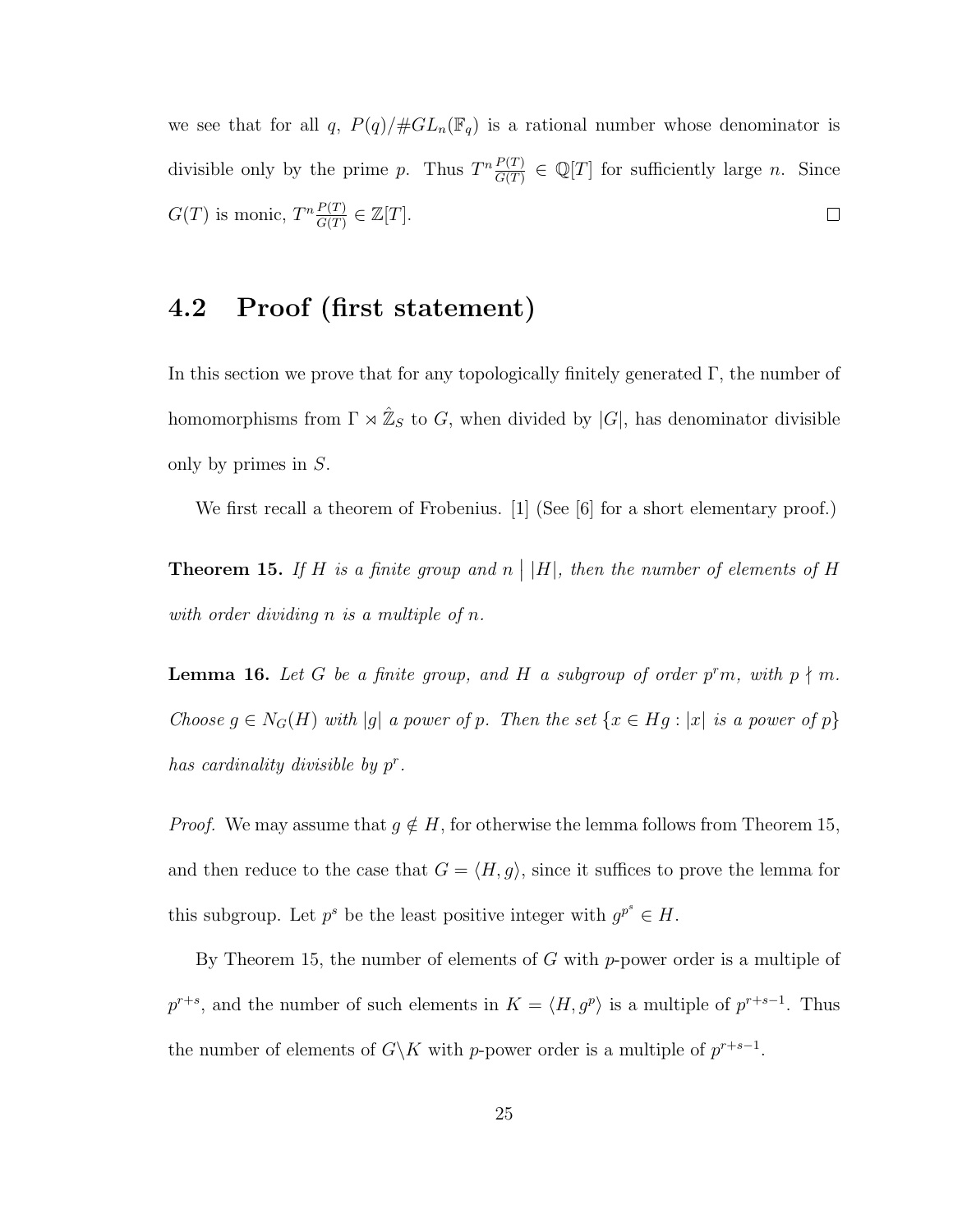we see that for all $q$, $P(q)/\#GL_n(\mathbb{F}_q)$ is a rational number whose denominator is divisible only by the prime $p$. Thus $T^n \frac{P(T)}{G(T)} \in \mathbb{Q}[T]$ for sufficiently large $n$. Since $G(T)$ is monic, $T^n \frac{P(T)}{G(T)} \in \mathbb{Z}[T]$. $\square$

## 4.2 Proof (first statement)

In this section we prove that for any topologically finitely generated $\Gamma$, the number of homomorphisms from $\Gamma \rtimes \hat{\mathbb{Z}}_S$ to $G$, when divided by $|G|$, has denominator divisible only by primes in $S$.

We first recall a theorem of Frobenius. [1] (See [6] for a short elementary proof.)

**Theorem 15.** *If $H$ is a finite group and $n \mid |H|$, then the number of elements of $H$ with order dividing $n$ is a multiple of $n$.*

**Lemma 16.** *Let $G$ be a finite group, and $H$ a subgroup of order $p^r m$, with $p \nmid m$. Choose $g \in N_G(H)$ with $|g|$ a power of $p$. Then the set $\{x \in Hg : |x| \text{ is a power of } p\}$ has cardinality divisible by $p^r$.*

*Proof.* We may assume that $g \notin H$, for otherwise the lemma follows from Theorem 15, and then reduce to the case that $G = \langle H, g \rangle$, since it suffices to prove the lemma for this subgroup. Let $p^s$ be the least positive integer with $g^{p^s} \in H$.

By Theorem 15, the number of elements of $G$ with $p$-power order is a multiple of $p^{r+s}$, and the number of such elements in $K = \langle H, g^p \rangle$ is a multiple of $p^{r+s-1}$. Thus the number of elements of $G \backslash K$ with $p$-power order is a multiple of $p^{r+s-1}$.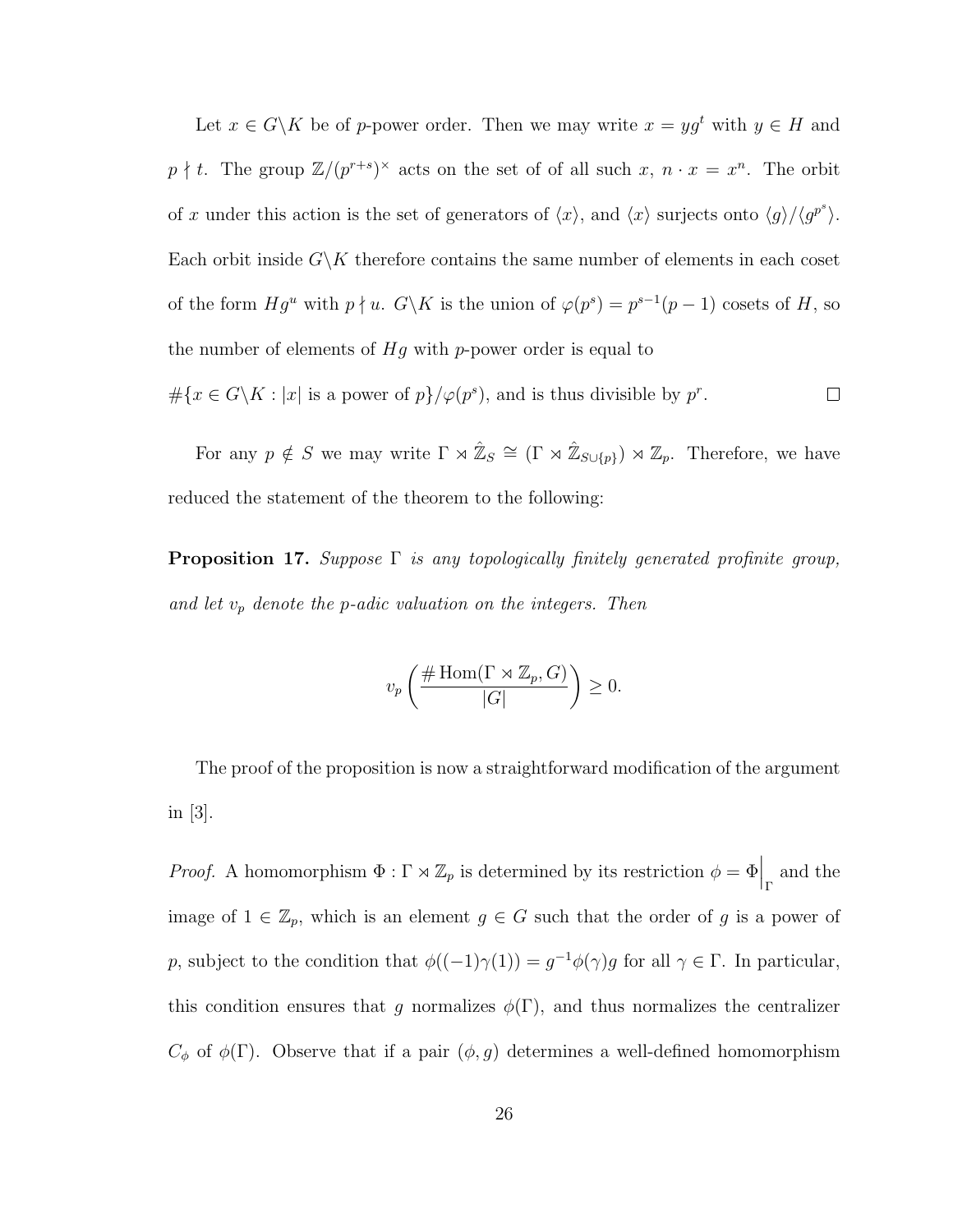Let $x \in G\backslash K$ be of $p$-power order. Then we may write $x = yg^t$ with $y \in H$ and $p \nmid t$. The group $\mathbb{Z}/(p^{r+s})^\times$ acts on the set of of all such $x$, $n \cdot x = x^n$. The orbit of $x$ under this action is the set of generators of $\langle x \rangle$, and $\langle x \rangle$ surjects onto $\langle g \rangle / \langle g^{p^s} \rangle$. Each orbit inside $G\backslash K$ therefore contains the same number of elements in each coset of the form $Hg^u$ with $p \nmid u$. $G\backslash K$ is the union of $\varphi(p^s) = p^{s-1}(p-1)$ cosets of $H$, so the number of elements of $Hg$ with $p$-power order is equal to

$\#\{x \in G\backslash K : |x| \text{ is a power of } p\}/\varphi(p^s)$, and is thus divisible by $p^r$. $\square$

For any $p \notin S$ we may write $\Gamma \rtimes \hat{\mathbb{Z}}_S \cong (\Gamma \rtimes \hat{\mathbb{Z}}_{S\cup\{p\}}) \rtimes \mathbb{Z}_p$. Therefore, we have reduced the statement of the theorem to the following:

**Proposition 17.** *Suppose $\Gamma$ is any topologically finitely generated profinite group, and let $v_p$ denote the $p$-adic valuation on the integers. Then*

$$v_p\left(\frac{\#\operatorname{Hom}(\Gamma \rtimes \mathbb{Z}_p, G)}{|G|}\right) \geq 0.$$

The proof of the proposition is now a straightforward modification of the argument in [3].

*Proof.* A homomorphism $\Phi : \Gamma \rtimes \mathbb{Z}_p$ is determined by its restriction $\phi = \Phi\Big|_\Gamma$ and the image of $1 \in \mathbb{Z}_p$, which is an element $g \in G$ such that the order of $g$ is a power of $p$, subject to the condition that $\phi((-1)\gamma(1)) = g^{-1}\phi(\gamma)g$ for all $\gamma \in \Gamma$. In particular, this condition ensures that $g$ normalizes $\phi(\Gamma)$, and thus normalizes the centralizer $C_\phi$ of $\phi(\Gamma)$. Observe that if a pair $(\phi, g)$ determines a well-defined homomorphism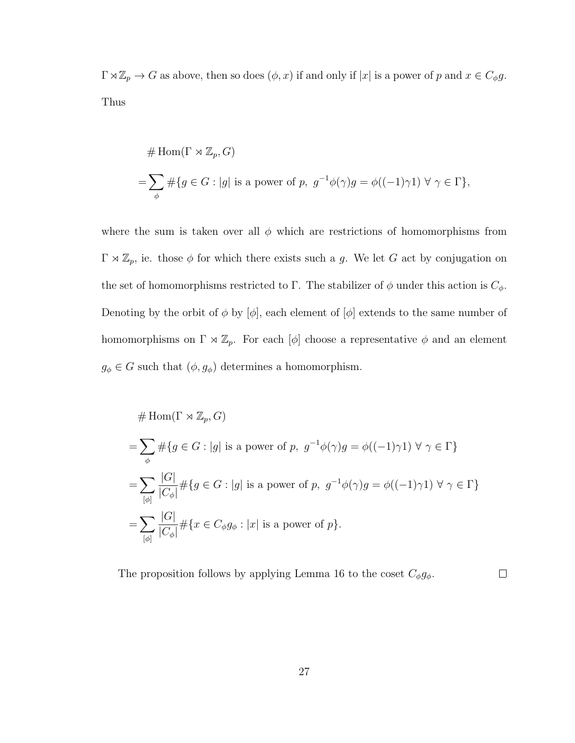$\Gamma \rtimes \mathbb{Z}_p \to G$ as above, then so does $(\phi, x)$ if and only if $|x|$ is a power of $p$ and $x \in C_\phi g$. Thus

$$
\begin{aligned}
&\# \operatorname{Hom}(\Gamma \rtimes \mathbb{Z}_p, G) \\
=&\sum_{\phi} \#\{g \in G : |g| \text{ is a power of } p,\ g^{-1}\phi(\gamma)g = \phi((-1)\gamma 1)\ \forall\ \gamma \in \Gamma\},
\end{aligned}
$$

where the sum is taken over all $\phi$ which are restrictions of homomorphisms from $\Gamma \rtimes \mathbb{Z}_p$, ie. those $\phi$ for which there exists such a $g$. We let $G$ act by conjugation on the set of homomorphisms restricted to $\Gamma$. The stabilizer of $\phi$ under this action is $C_\phi$. Denoting by the orbit of $\phi$ by $[\phi]$, each element of $[\phi]$ extends to the same number of homomorphisms on $\Gamma \rtimes \mathbb{Z}_p$. For each $[\phi]$ choose a representative $\phi$ and an element $g_\phi \in G$ such that $(\phi, g_\phi)$ determines a homomorphism.

$$
\begin{aligned}
&\# \operatorname{Hom}(\Gamma \rtimes \mathbb{Z}_p, G) \\
=&\sum_{\phi} \#\{g \in G : |g| \text{ is a power of } p,\ g^{-1}\phi(\gamma)g = \phi((-1)\gamma 1)\ \forall\ \gamma \in \Gamma\} \\
=&\sum_{[\phi]} \frac{|G|}{|C_\phi|} \#\{g \in G : |g| \text{ is a power of } p,\ g^{-1}\phi(\gamma)g = \phi((-1)\gamma 1)\ \forall\ \gamma \in \Gamma\} \\
=&\sum_{[\phi]} \frac{|G|}{|C_\phi|} \#\{x \in C_\phi g_\phi : |x| \text{ is a power of } p\}.
\end{aligned}
$$

The proposition follows by applying Lemma 16 to the coset $C_\phi g_\phi$. $\square$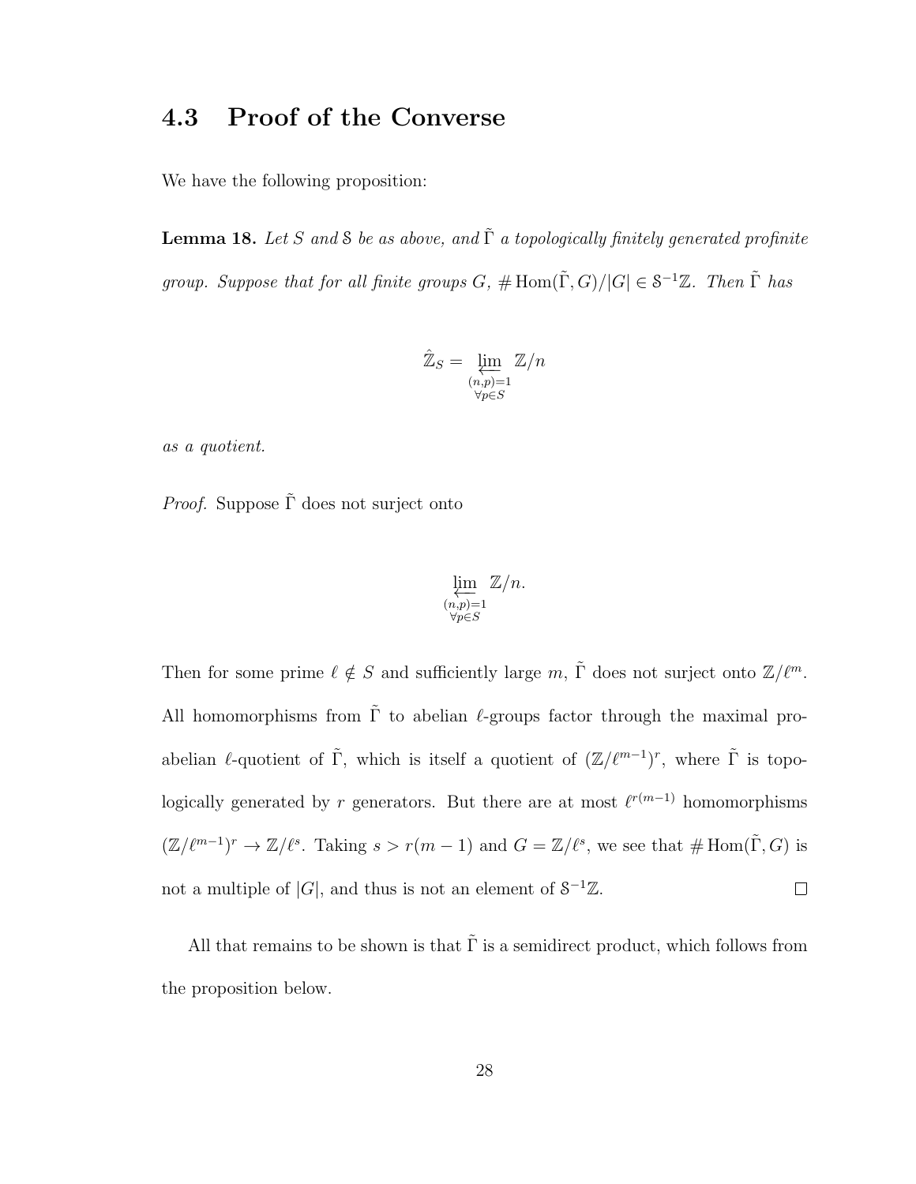## 4.3 Proof of the Converse

We have the following proposition:

**Lemma 18.** *Let $S$ and $\mathcal{S}$ be as above, and $\tilde{\Gamma}$ a topologically finitely generated profinite group. Suppose that for all finite groups $G$, $\# \operatorname{Hom}(\tilde{\Gamma}, G)/|G| \in \mathcal{S}^{-1}\mathbb{Z}$. Then $\tilde{\Gamma}$ has*

$$\hat{\mathbb{Z}}_S = \varprojlim_{\substack{(n,p)=1 \\ \forall p \in S}} \mathbb{Z}/n$$

*as a quotient.*

*Proof.* Suppose $\tilde{\Gamma}$ does not surject onto

$$\varprojlim_{\substack{(n,p)=1 \\ \forall p \in S}} \mathbb{Z}/n.$$

Then for some prime $\ell \notin S$ and sufficiently large $m$, $\tilde{\Gamma}$ does not surject onto $\mathbb{Z}/\ell^m$. All homomorphisms from $\tilde{\Gamma}$ to abelian $\ell$-groups factor through the maximal pro-abelian $\ell$-quotient of $\tilde{\Gamma}$, which is itself a quotient of $(\mathbb{Z}/\ell^{m-1})^r$, where $\tilde{\Gamma}$ is topologically generated by $r$ generators. But there are at most $\ell^{r(m-1)}$ homomorphisms $(\mathbb{Z}/\ell^{m-1})^r \to \mathbb{Z}/\ell^s$. Taking $s > r(m-1)$ and $G = \mathbb{Z}/\ell^s$, we see that $\# \operatorname{Hom}(\tilde{\Gamma}, G)$ is not a multiple of $|G|$, and thus is not an element of $\mathcal{S}^{-1}\mathbb{Z}$. $\square$

All that remains to be shown is that $\tilde{\Gamma}$ is a semidirect product, which follows from the proposition below.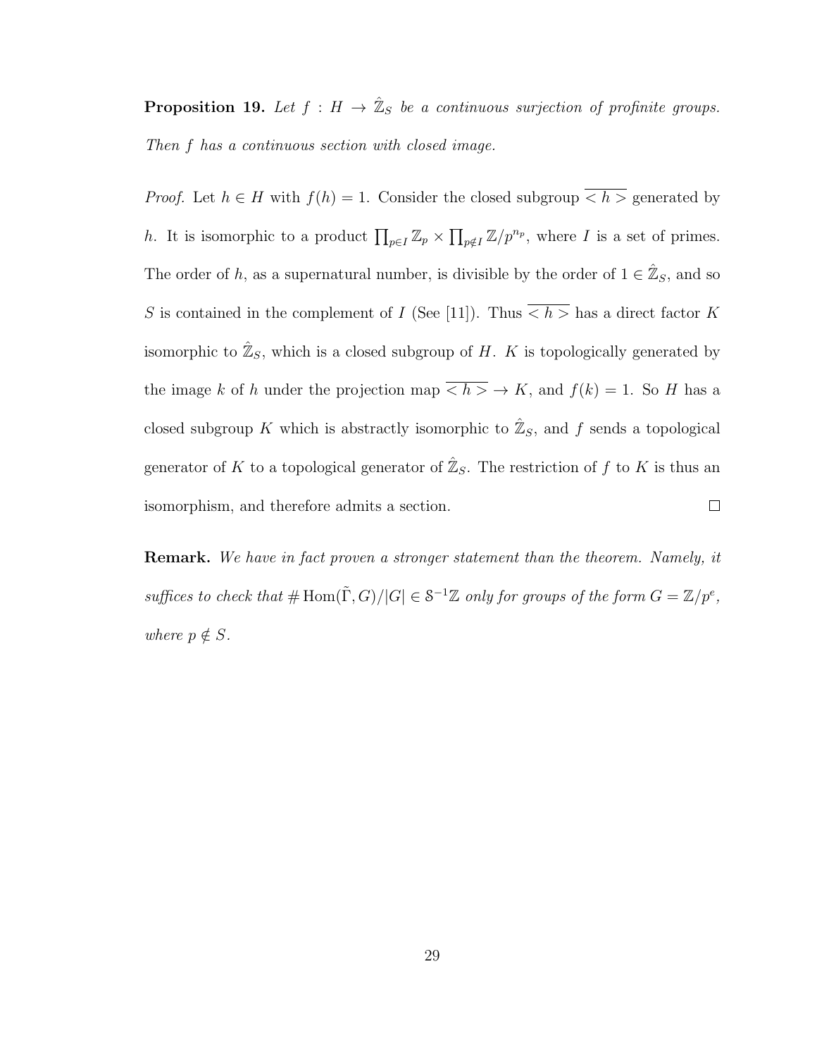**Proposition 19.** *Let $f : H \to \hat{\mathbb{Z}}_S$ be a continuous surjection of profinite groups. Then $f$ has a continuous section with closed image.*

*Proof.* Let $h \in H$ with $f(h) = 1$. Consider the closed subgroup $\overline{<h>}$ generated by $h$. It is isomorphic to a product $\prod_{p \in I} \mathbb{Z}_p \times \prod_{p \notin I} \mathbb{Z}/p^{n_p}$, where $I$ is a set of primes. The order of $h$, as a supernatural number, is divisible by the order of $1 \in \hat{\mathbb{Z}}_S$, and so $S$ is contained in the complement of $I$ (See [11]). Thus $\overline{<h>}$ has a direct factor $K$ isomorphic to $\hat{\mathbb{Z}}_S$, which is a closed subgroup of $H$. $K$ is topologically generated by the image $k$ of $h$ under the projection map $\overline{<h>} \to K$, and $f(k) = 1$. So $H$ has a closed subgroup $K$ which is abstractly isomorphic to $\hat{\mathbb{Z}}_S$, and $f$ sends a topological generator of $K$ to a topological generator of $\hat{\mathbb{Z}}_S$. The restriction of $f$ to $K$ is thus an isomorphism, and therefore admits a section. $\square$

**Remark.** *We have in fact proven a stronger statement than the theorem. Namely, it suffices to check that $\#\operatorname{Hom}(\tilde{\Gamma}, G)/|G| \in \mathcal{S}^{-1}\mathbb{Z}$ only for groups of the form $G = \mathbb{Z}/p^e$, where $p \notin S$.*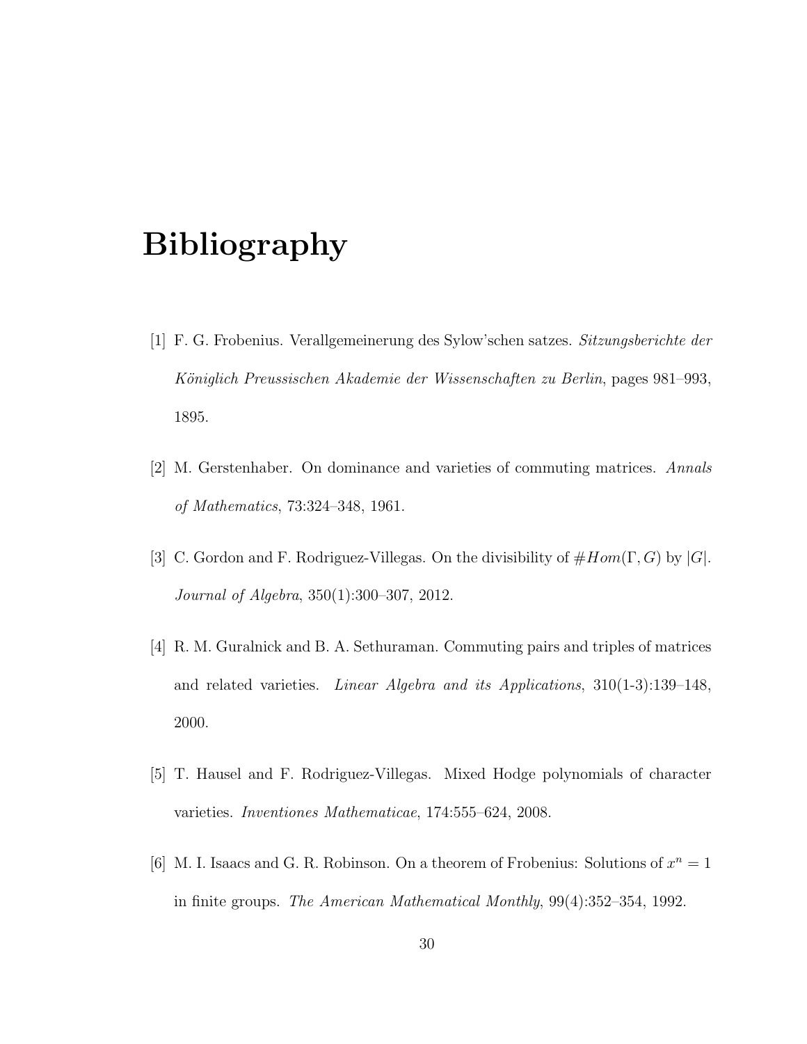# Bibliography

[1] F. G. Frobenius. Verallgemeinerung des Sylow'schen satzes. *Sitzungsberichte der Königlich Preussischen Akademie der Wissenschaften zu Berlin*, pages 981–993, 1895.

[2] M. Gerstenhaber. On dominance and varieties of commuting matrices. *Annals of Mathematics*, 73:324–348, 1961.

[3] C. Gordon and F. Rodriguez-Villegas. On the divisibility of $\#Hom(\Gamma, G)$ by $|G|$. *Journal of Algebra*, 350(1):300–307, 2012.

[4] R. M. Guralnick and B. A. Sethuraman. Commuting pairs and triples of matrices and related varieties. *Linear Algebra and its Applications*, 310(1-3):139–148, 2000.

[5] T. Hausel and F. Rodriguez-Villegas. Mixed Hodge polynomials of character varieties. *Inventiones Mathematicae*, 174:555–624, 2008.

[6] M. I. Isaacs and G. R. Robinson. On a theorem of Frobenius: Solutions of $x^n = 1$ in finite groups. *The American Mathematical Monthly*, 99(4):352–354, 1992.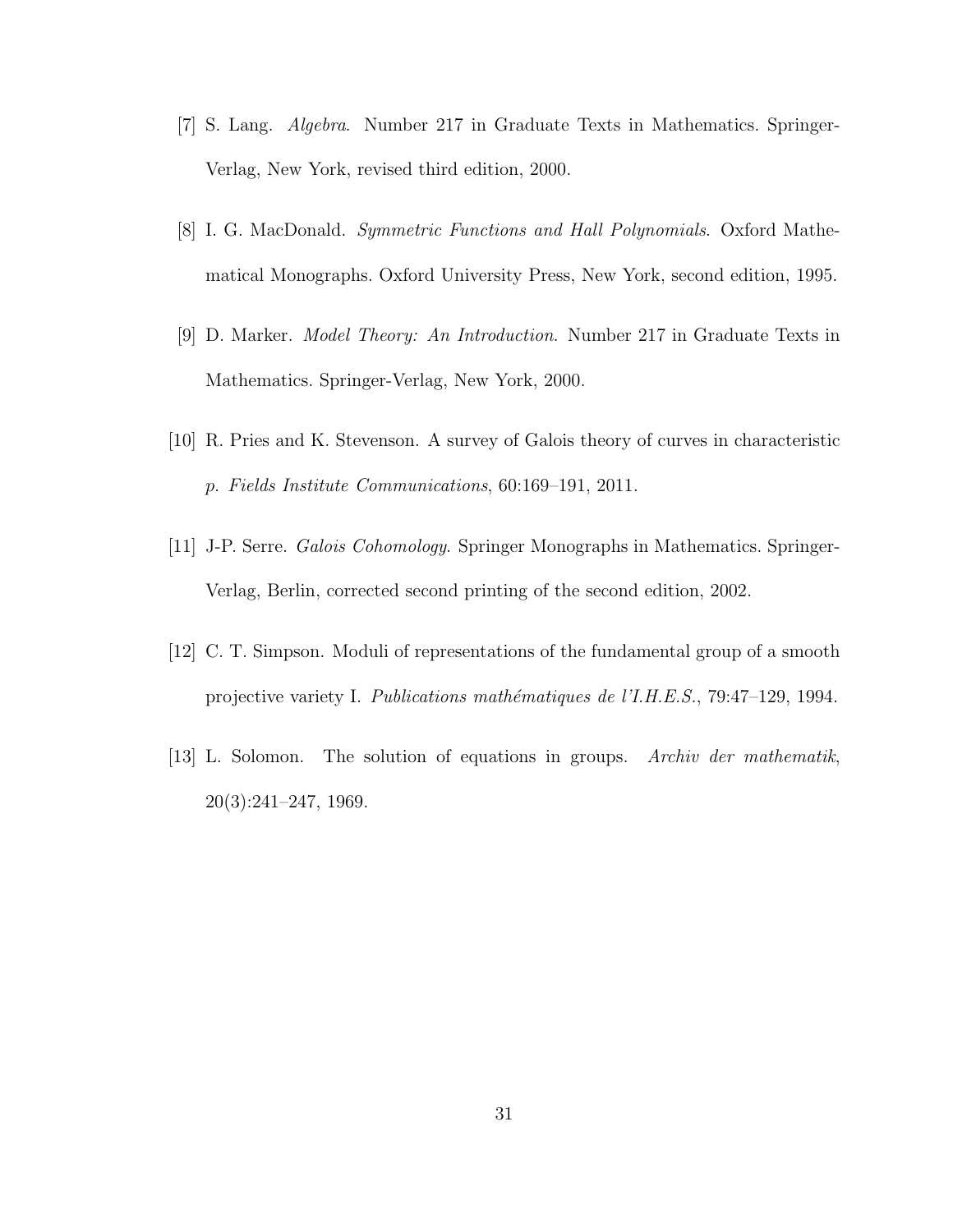[7] S. Lang. *Algebra*. Number 217 in Graduate Texts in Mathematics. Springer-Verlag, New York, revised third edition, 2000.

[8] I. G. MacDonald. *Symmetric Functions and Hall Polynomials*. Oxford Mathematical Monographs. Oxford University Press, New York, second edition, 1995.

[9] D. Marker. *Model Theory: An Introduction*. Number 217 in Graduate Texts in Mathematics. Springer-Verlag, New York, 2000.

[10] R. Pries and K. Stevenson. A survey of Galois theory of curves in characteristic *p*. *Fields Institute Communications*, 60:169–191, 2011.

[11] J-P. Serre. *Galois Cohomology*. Springer Monographs in Mathematics. Springer-Verlag, Berlin, corrected second printing of the second edition, 2002.

[12] C. T. Simpson. Moduli of representations of the fundamental group of a smooth projective variety I. *Publications mathématiques de l'I.H.E.S.*, 79:47–129, 1994.

[13] L. Solomon. The solution of equations in groups. *Archiv der mathematik*, 20(3):241–247, 1969.